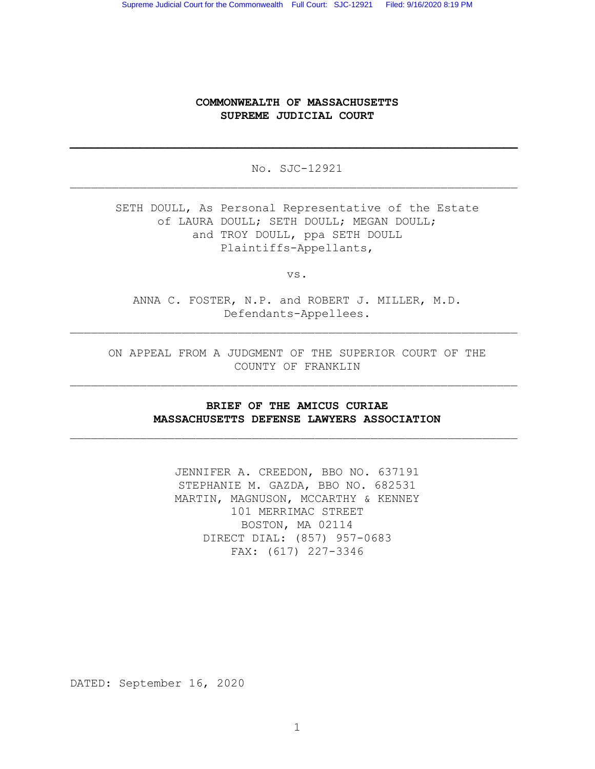**COMMONWEALTH OF MASSACHUSETTS**
**SUPREME JUDICIAL COURT**

---

No. SJC-12921

---

SETH DOULL, As Personal Representative of the Estate of LAURA DOULL; SETH DOULL; MEGAN DOULL; and TROY DOULL, ppa SETH DOULL
Plaintiffs-Appellants,

vs.

ANNA C. FOSTER, N.P. and ROBERT J. MILLER, M.D.
Defendants-Appellees.

---

ON APPEAL FROM A JUDGMENT OF THE SUPERIOR COURT OF THE COUNTY OF FRANKLIN

---

**BRIEF OF THE AMICUS CURIAE**
**MASSACHUSETTS DEFENSE LAWYERS ASSOCIATION**

---

JENNIFER A. CREEDON, BBO NO. 637191
STEPHANIE M. GAZDA, BBO NO. 682531
MARTIN, MAGNUSON, MCCARTHY & KENNEY
101 MERRIMAC STREET
BOSTON, MA 02114
DIRECT DIAL: (857) 957-0683
FAX: (617) 227-3346

DATED: September 16, 2020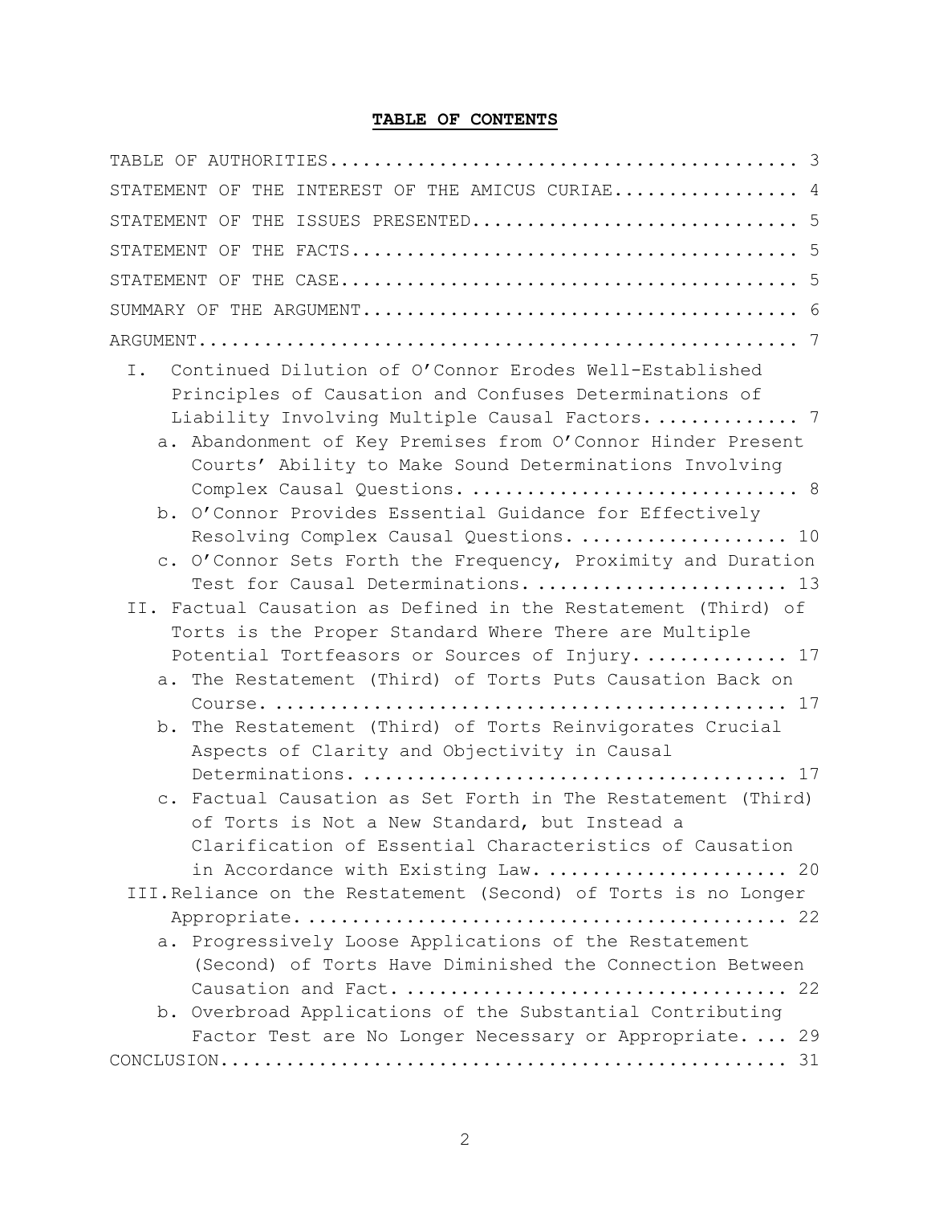# TABLE OF CONTENTS

TABLE OF AUTHORITIES.......................................... 3

STATEMENT OF THE INTEREST OF THE AMICUS CURIAE................. 4

STATEMENT OF THE ISSUES PRESENTED.............................. 5

STATEMENT OF THE FACTS......................................... 5

STATEMENT OF THE CASE.......................................... 5

SUMMARY OF THE ARGUMENT........................................ 6

ARGUMENT....................................................... 7

- I. Continued Dilution of O'Connor Erodes Well-Established Principles of Causation and Confuses Determinations of Liability Involving Multiple Causal Factors............. 7
  - a. Abandonment of Key Premises from O'Connor Hinder Present Courts' Ability to Make Sound Determinations Involving Complex Causal Questions............................. 8
  - b. O'Connor Provides Essential Guidance for Effectively Resolving Complex Causal Questions.................... 10
  - c. O'Connor Sets Forth the Frequency, Proximity and Duration Test for Causal Determinations........................ 13
- II. Factual Causation as Defined in the Restatement (Third) of Torts is the Proper Standard Where There are Multiple Potential Tortfeasors or Sources of Injury............. 17
  - a. The Restatement (Third) of Torts Puts Causation Back on Course............................................... 17
  - b. The Restatement (Third) of Torts Reinvigorates Crucial Aspects of Clarity and Objectivity in Causal Determinations........................................ 17
  - c. Factual Causation as Set Forth in The Restatement (Third) of Torts is Not a New Standard, but Instead a Clarification of Essential Characteristics of Causation in Accordance with Existing Law...................... 20
- III. Reliance on the Restatement (Second) of Torts is no Longer Appropriate............................................ 22
  - a. Progressively Loose Applications of the Restatement (Second) of Torts Have Diminished the Connection Between Causation and Fact.................................. 22
  - b. Overbroad Applications of the Substantial Contributing Factor Test are No Longer Necessary or Appropriate.... 29

CONCLUSION..................................................... 31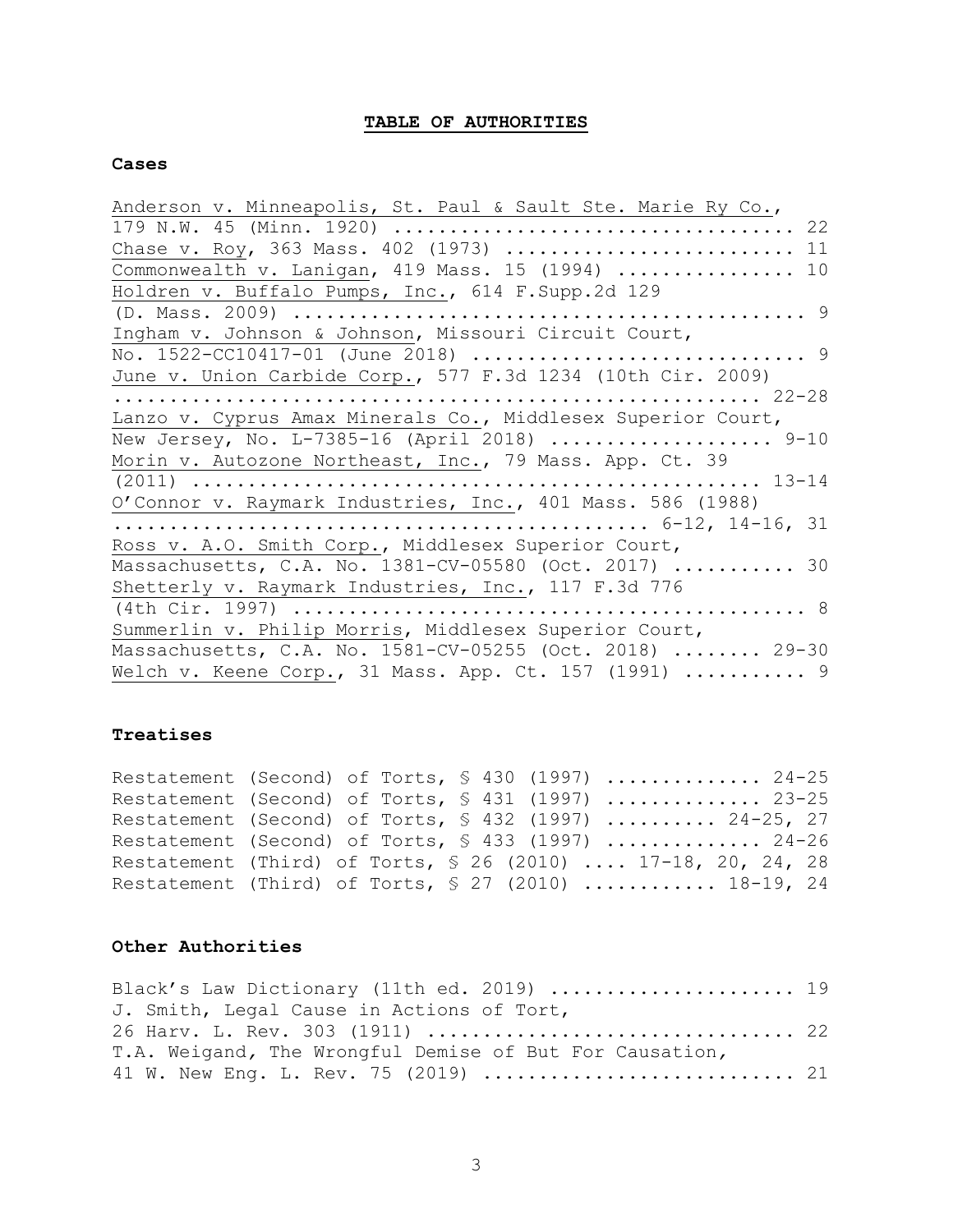# TABLE OF AUTHORITIES

## Cases

Anderson v. Minneapolis, St. Paul & Sault Ste. Marie Ry Co., 179 N.W. 45 (Minn. 1920) .................................... 22

Chase v. Roy, 363 Mass. 402 (1973) .......................... 11

Commonwealth v. Lanigan, 419 Mass. 15 (1994) ................ 10

Holdren v. Buffalo Pumps, Inc., 614 F.Supp.2d 129 (D. Mass. 2009) ............................................. 9

Ingham v. Johnson & Johnson, Missouri Circuit Court, No. 1522-CC10417-01 (June 2018) ............................. 9

June v. Union Carbide Corp., 577 F.3d 1234 (10th Cir. 2009) ......................................................... 22-28

Lanzo v. Cyprus Amax Minerals Co., Middlesex Superior Court, New Jersey, No. L-7385-16 (April 2018) ................... 9-10

Morin v. Autozone Northeast, Inc., 79 Mass. App. Ct. 39 (2011) ................................................ 13-14

O'Connor v. Raymark Industries, Inc., 401 Mass. 586 (1988) ............................................... 6-12, 14-16, 31

Ross v. A.O. Smith Corp., Middlesex Superior Court, Massachusetts, C.A. No. 1381-CV-05580 (Oct. 2017) ........... 30

Shetterly v. Raymark Industries, Inc., 117 F.3d 776 (4th Cir. 1997) ............................................. 8

Summerlin v. Philip Morris, Middlesex Superior Court, Massachusetts, C.A. No. 1581-CV-05255 (Oct. 2018) ........ 29-30

Welch v. Keene Corp., 31 Mass. App. Ct. 157 (1991) ........... 9

## Treatises

Restatement (Second) of Torts, § 430 (1997) ............. 24-25

Restatement (Second) of Torts, § 431 (1997) ............. 23-25

Restatement (Second) of Torts, § 432 (1997) .......... 24-25, 27

Restatement (Second) of Torts, § 433 (1997) ............. 24-26

Restatement (Third) of Torts, § 26 (2010) .... 17-18, 20, 24, 28

Restatement (Third) of Torts, § 27 (2010) ........... 18-19, 24

## Other Authorities

Black's Law Dictionary (11th ed. 2019) ..................... 19

J. Smith, Legal Cause in Actions of Tort, 26 Harv. L. Rev. 303 (1911) ................................ 22

T.A. Weigand, The Wrongful Demise of But For Causation, 41 W. New Eng. L. Rev. 75 (2019) ........................... 21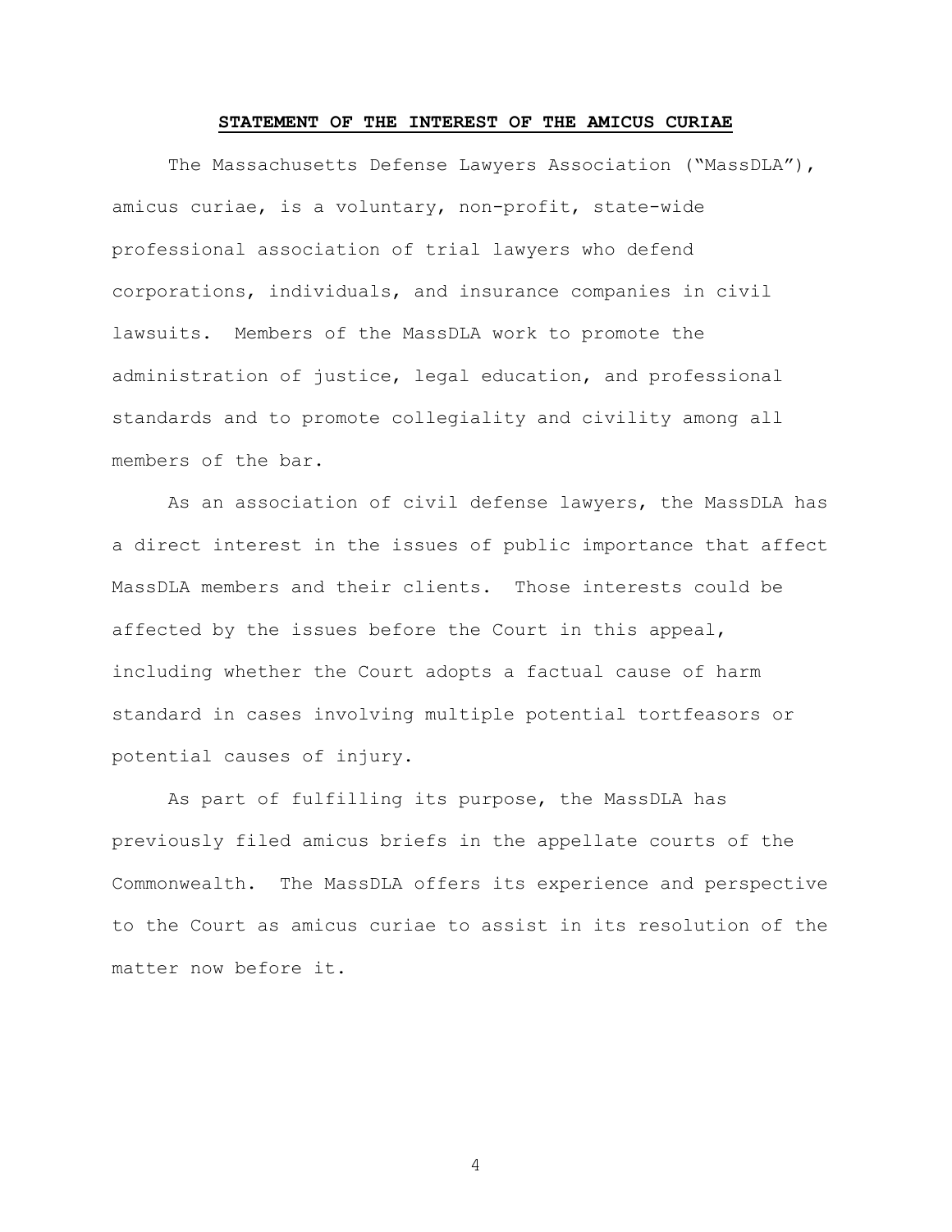## STATEMENT OF THE INTEREST OF THE AMICUS CURIAE

The Massachusetts Defense Lawyers Association ("MassDLA"), amicus curiae, is a voluntary, non-profit, state-wide professional association of trial lawyers who defend corporations, individuals, and insurance companies in civil lawsuits. Members of the MassDLA work to promote the administration of justice, legal education, and professional standards and to promote collegiality and civility among all members of the bar.

As an association of civil defense lawyers, the MassDLA has a direct interest in the issues of public importance that affect MassDLA members and their clients. Those interests could be affected by the issues before the Court in this appeal, including whether the Court adopts a factual cause of harm standard in cases involving multiple potential tortfeasors or potential causes of injury.

As part of fulfilling its purpose, the MassDLA has previously filed amicus briefs in the appellate courts of the Commonwealth. The MassDLA offers its experience and perspective to the Court as amicus curiae to assist in its resolution of the matter now before it.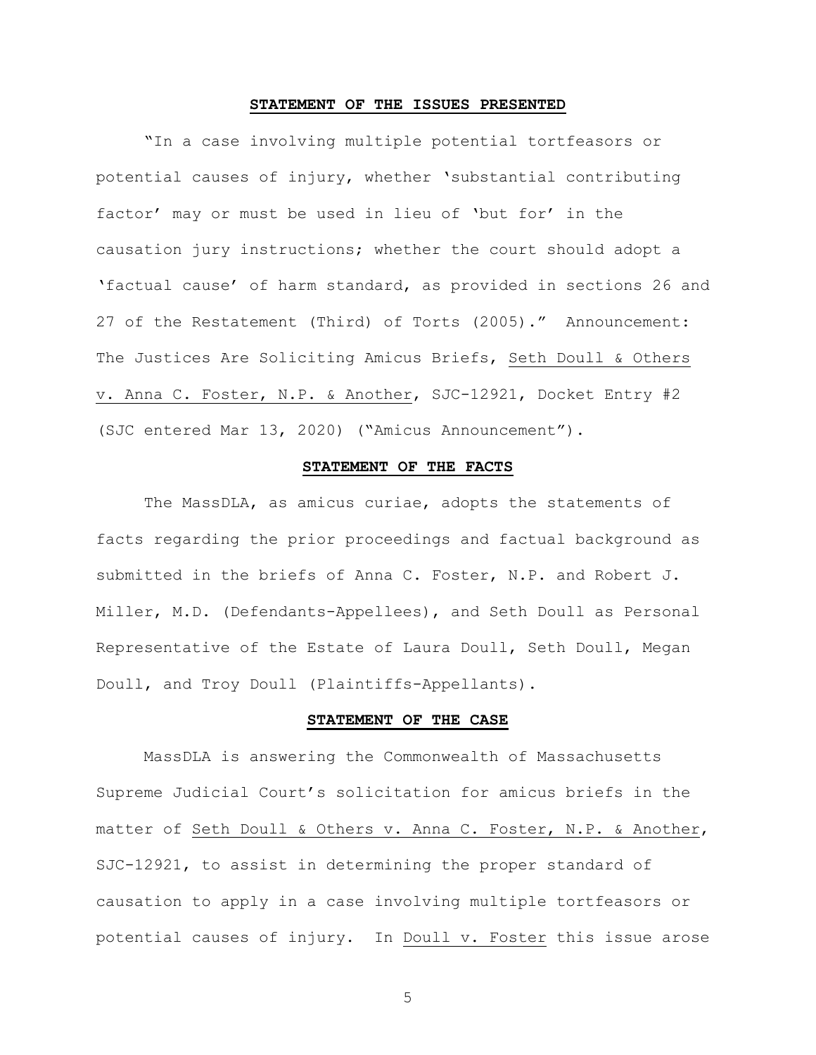## **STATEMENT OF THE ISSUES PRESENTED**

"In a case involving multiple potential tortfeasors or potential causes of injury, whether 'substantial contributing factor' may or must be used in lieu of 'but for' in the causation jury instructions; whether the court should adopt a 'factual cause' of harm standard, as provided in sections 26 and 27 of the Restatement (Third) of Torts (2005)." Announcement: The Justices Are Soliciting Amicus Briefs, Seth Doull & Others v. Anna C. Foster, N.P. & Another, SJC-12921, Docket Entry #2 (SJC entered Mar 13, 2020) ("Amicus Announcement").

## **STATEMENT OF THE FACTS**

The MassDLA, as amicus curiae, adopts the statements of facts regarding the prior proceedings and factual background as submitted in the briefs of Anna C. Foster, N.P. and Robert J. Miller, M.D. (Defendants-Appellees), and Seth Doull as Personal Representative of the Estate of Laura Doull, Seth Doull, Megan Doull, and Troy Doull (Plaintiffs-Appellants).

## **STATEMENT OF THE CASE**

MassDLA is answering the Commonwealth of Massachusetts Supreme Judicial Court's solicitation for amicus briefs in the matter of Seth Doull & Others v. Anna C. Foster, N.P. & Another, SJC-12921, to assist in determining the proper standard of causation to apply in a case involving multiple tortfeasors or potential causes of injury. In Doull v. Foster this issue arose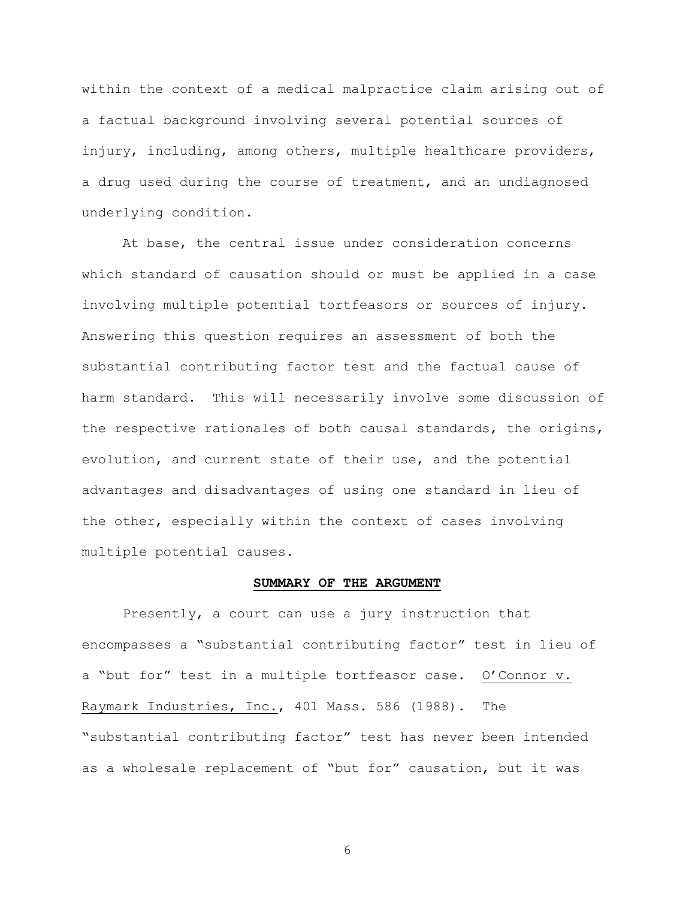within the context of a medical malpractice claim arising out of a factual background involving several potential sources of injury, including, among others, multiple healthcare providers, a drug used during the course of treatment, and an undiagnosed underlying condition.

At base, the central issue under consideration concerns which standard of causation should or must be applied in a case involving multiple potential tortfeasors or sources of injury. Answering this question requires an assessment of both the substantial contributing factor test and the factual cause of harm standard. This will necessarily involve some discussion of the respective rationales of both causal standards, the origins, evolution, and current state of their use, and the potential advantages and disadvantages of using one standard in lieu of the other, especially within the context of cases involving multiple potential causes.

## SUMMARY OF THE ARGUMENT

Presently, a court can use a jury instruction that encompasses a "substantial contributing factor" test in lieu of a "but for" test in a multiple tortfeasor case. O'Connor v. Raymark Industries, Inc., 401 Mass. 586 (1988). The "substantial contributing factor" test has never been intended as a wholesale replacement of "but for" causation, but it was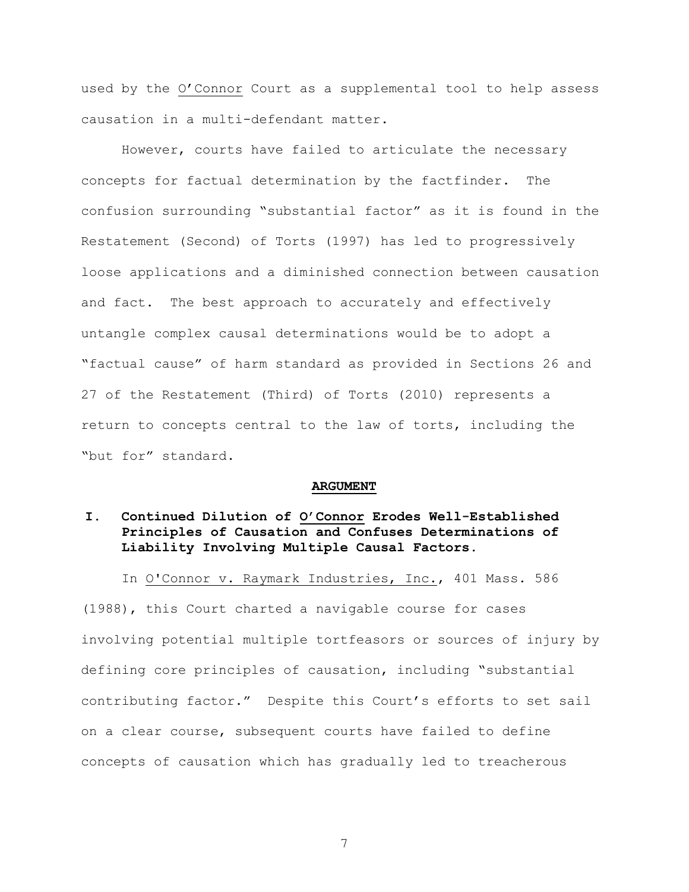used by the O'Connor Court as a supplemental tool to help assess causation in a multi-defendant matter.

However, courts have failed to articulate the necessary concepts for factual determination by the factfinder. The confusion surrounding "substantial factor" as it is found in the Restatement (Second) of Torts (1997) has led to progressively loose applications and a diminished connection between causation and fact. The best approach to accurately and effectively untangle complex causal determinations would be to adopt a "factual cause" of harm standard as provided in Sections 26 and 27 of the Restatement (Third) of Torts (2010) represents a return to concepts central to the law of torts, including the "but for" standard.

## ARGUMENT

### I. Continued Dilution of O'Connor Erodes Well-Established Principles of Causation and Confuses Determinations of Liability Involving Multiple Causal Factors.

In O'Connor v. Raymark Industries, Inc., 401 Mass. 586 (1988), this Court charted a navigable course for cases involving potential multiple tortfeasors or sources of injury by defining core principles of causation, including "substantial contributing factor." Despite this Court's efforts to set sail on a clear course, subsequent courts have failed to define concepts of causation which has gradually led to treacherous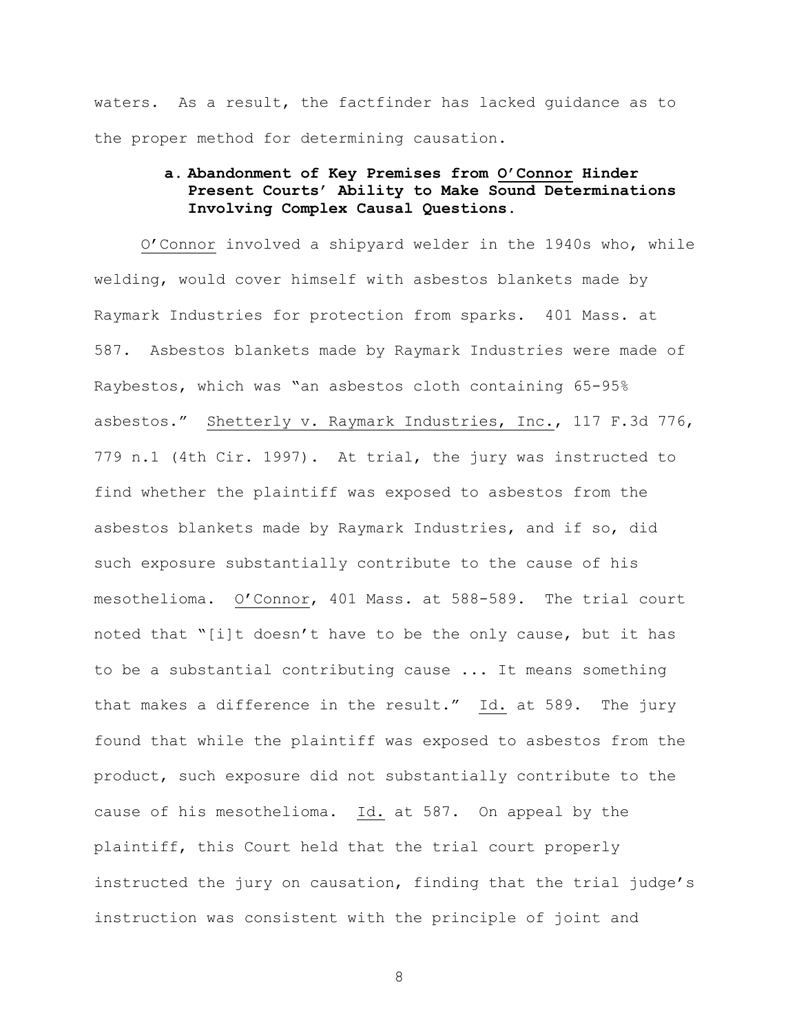waters. As a result, the factfinder has lacked guidance as to the proper method for determining causation.

**a. Abandonment of Key Premises from <u>O'Connor</u> Hinder Present Courts' Ability to Make Sound Determinations Involving Complex Causal Questions.**

<u>O'Connor</u> involved a shipyard welder in the 1940s who, while welding, would cover himself with asbestos blankets made by Raymark Industries for protection from sparks. 401 Mass. at 587. Asbestos blankets made by Raymark Industries were made of Raybestos, which was "an asbestos cloth containing 65-95% asbestos." <u>Shetterly v. Raymark Industries, Inc.</u>, 117 F.3d 776, 779 n.1 (4th Cir. 1997). At trial, the jury was instructed to find whether the plaintiff was exposed to asbestos from the asbestos blankets made by Raymark Industries, and if so, did such exposure substantially contribute to the cause of his mesothelioma. <u>O'Connor</u>, 401 Mass. at 588-589. The trial court noted that "[i]t doesn't have to be the only cause, but it has to be a substantial contributing cause ... It means something that makes a difference in the result." <u>Id.</u> at 589. The jury found that while the plaintiff was exposed to asbestos from the product, such exposure did not substantially contribute to the cause of his mesothelioma. <u>Id.</u> at 587. On appeal by the plaintiff, this Court held that the trial court properly instructed the jury on causation, finding that the trial judge's instruction was consistent with the principle of joint and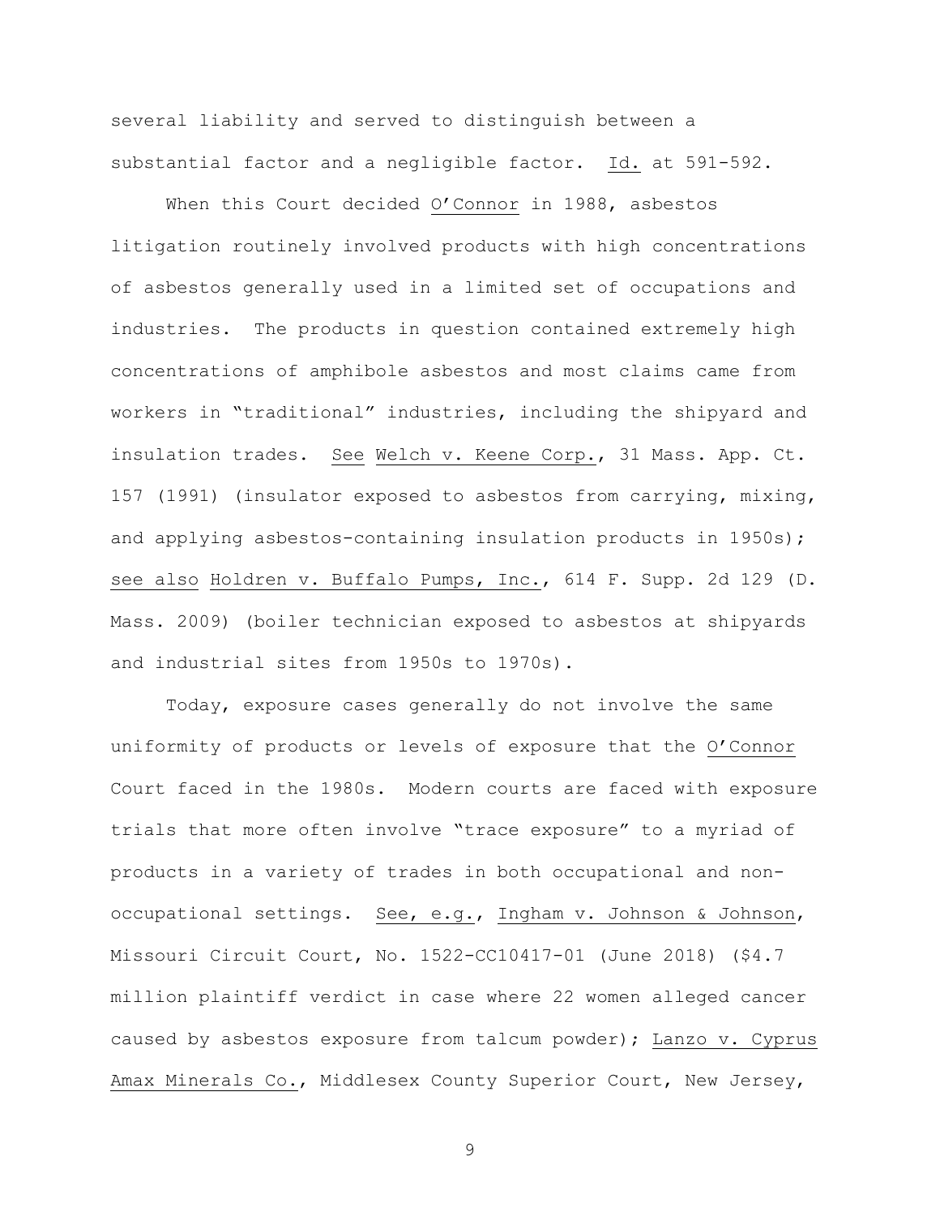several liability and served to distinguish between a substantial factor and a negligible factor. Id. at 591-592.

When this Court decided O'Connor in 1988, asbestos litigation routinely involved products with high concentrations of asbestos generally used in a limited set of occupations and industries. The products in question contained extremely high concentrations of amphibole asbestos and most claims came from workers in "traditional" industries, including the shipyard and insulation trades. See Welch v. Keene Corp., 31 Mass. App. Ct. 157 (1991) (insulator exposed to asbestos from carrying, mixing, and applying asbestos-containing insulation products in 1950s); see also Holdren v. Buffalo Pumps, Inc., 614 F. Supp. 2d 129 (D. Mass. 2009) (boiler technician exposed to asbestos at shipyards and industrial sites from 1950s to 1970s).

Today, exposure cases generally do not involve the same uniformity of products or levels of exposure that the O'Connor Court faced in the 1980s. Modern courts are faced with exposure trials that more often involve "trace exposure" to a myriad of products in a variety of trades in both occupational and non-occupational settings. See, e.g., Ingham v. Johnson & Johnson, Missouri Circuit Court, No. 1522-CC10417-01 (June 2018) ($4.7 million plaintiff verdict in case where 22 women alleged cancer caused by asbestos exposure from talcum powder); Lanzo v. Cyprus Amax Minerals Co., Middlesex County Superior Court, New Jersey,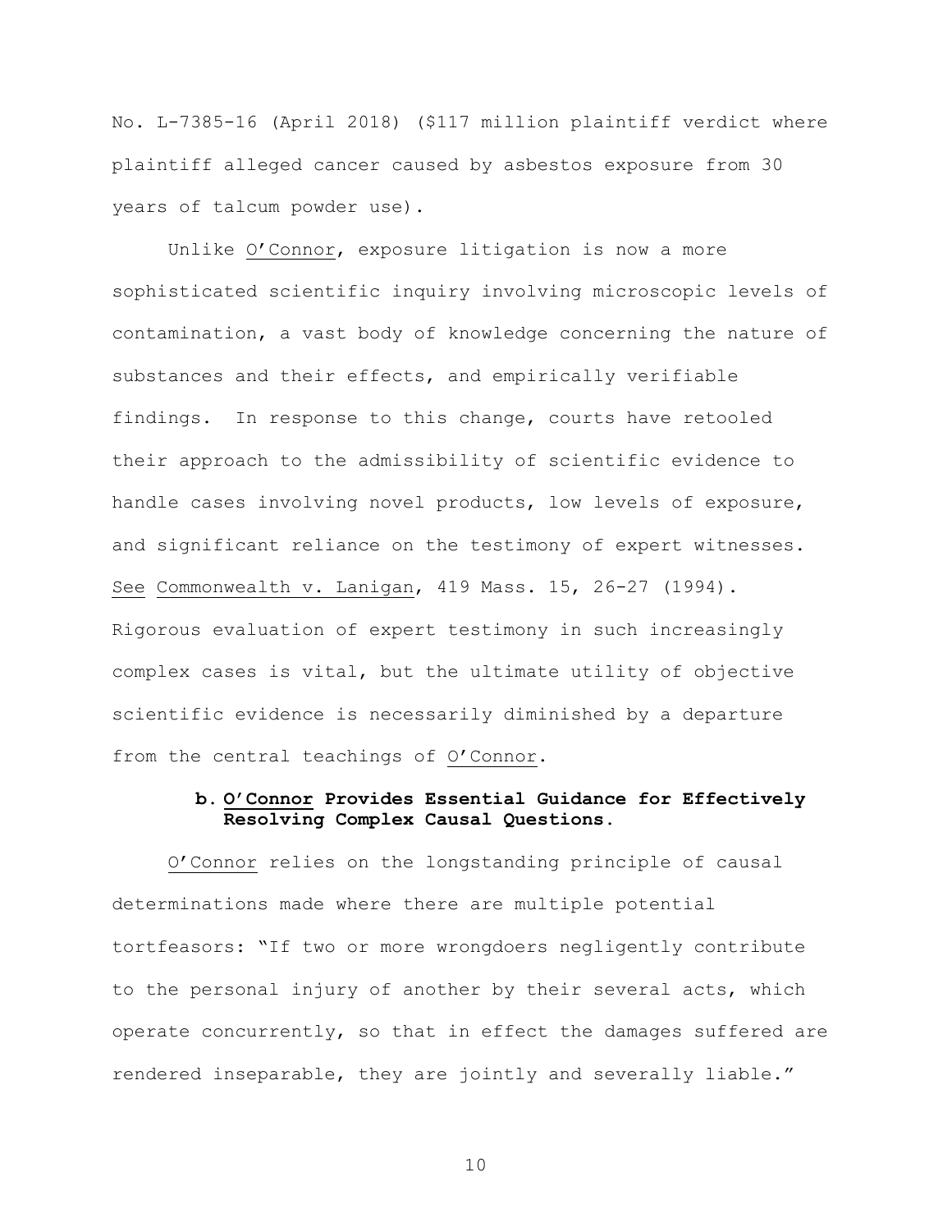No. L-7385-16 (April 2018) ($117 million plaintiff verdict where plaintiff alleged cancer caused by asbestos exposure from 30 years of talcum powder use).

Unlike O'Connor, exposure litigation is now a more sophisticated scientific inquiry involving microscopic levels of contamination, a vast body of knowledge concerning the nature of substances and their effects, and empirically verifiable findings. In response to this change, courts have retooled their approach to the admissibility of scientific evidence to handle cases involving novel products, low levels of exposure, and significant reliance on the testimony of expert witnesses. See Commonwealth v. Lanigan, 419 Mass. 15, 26-27 (1994). Rigorous evaluation of expert testimony in such increasingly complex cases is vital, but the ultimate utility of objective scientific evidence is necessarily diminished by a departure from the central teachings of O'Connor.

### b. O'Connor Provides Essential Guidance for Effectively Resolving Complex Causal Questions.

O'Connor relies on the longstanding principle of causal determinations made where there are multiple potential tortfeasors: "If two or more wrongdoers negligently contribute to the personal injury of another by their several acts, which operate concurrently, so that in effect the damages suffered are rendered inseparable, they are jointly and severally liable."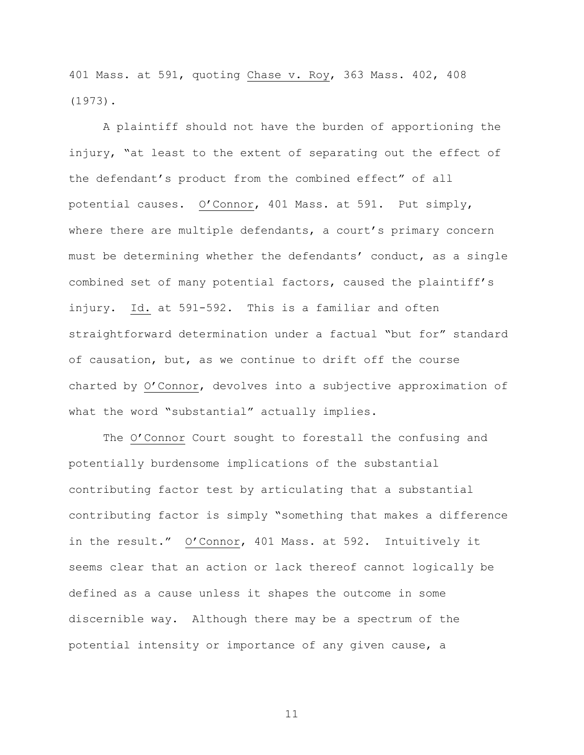401 Mass. at 591, quoting Chase v. Roy, 363 Mass. 402, 408 (1973).

A plaintiff should not have the burden of apportioning the injury, "at least to the extent of separating out the effect of the defendant's product from the combined effect" of all potential causes. O'Connor, 401 Mass. at 591. Put simply, where there are multiple defendants, a court's primary concern must be determining whether the defendants' conduct, as a single combined set of many potential factors, caused the plaintiff's injury. Id. at 591-592. This is a familiar and often straightforward determination under a factual "but for" standard of causation, but, as we continue to drift off the course charted by O'Connor, devolves into a subjective approximation of what the word "substantial" actually implies.

The O'Connor Court sought to forestall the confusing and potentially burdensome implications of the substantial contributing factor test by articulating that a substantial contributing factor is simply "something that makes a difference in the result." O'Connor, 401 Mass. at 592. Intuitively it seems clear that an action or lack thereof cannot logically be defined as a cause unless it shapes the outcome in some discernible way. Although there may be a spectrum of the potential intensity or importance of any given cause, a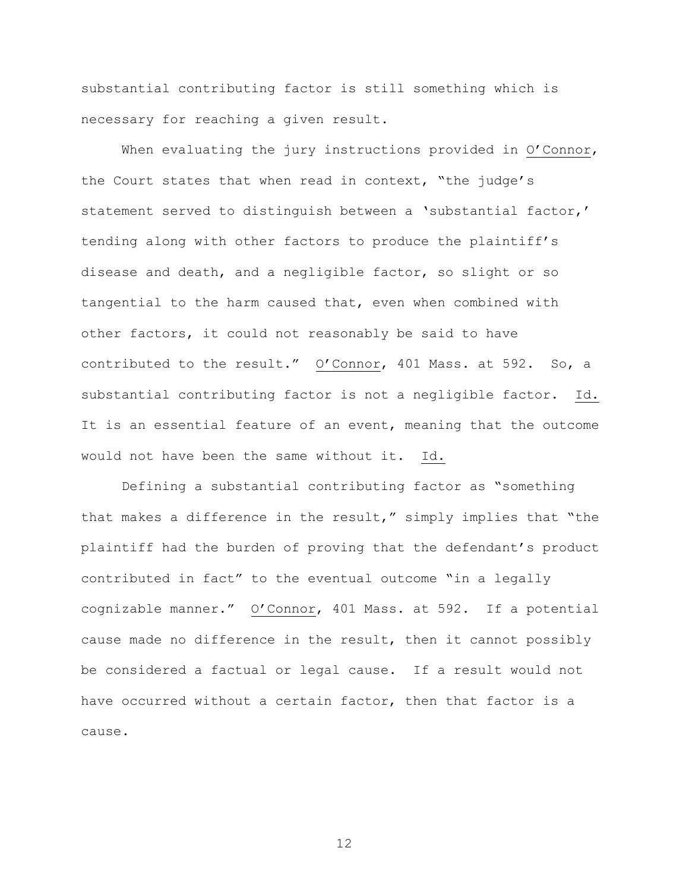substantial contributing factor is still something which is necessary for reaching a given result.

When evaluating the jury instructions provided in O'Connor, the Court states that when read in context, "the judge's statement served to distinguish between a 'substantial factor,' tending along with other factors to produce the plaintiff's disease and death, and a negligible factor, so slight or so tangential to the harm caused that, even when combined with other factors, it could not reasonably be said to have contributed to the result." O'Connor, 401 Mass. at 592. So, a substantial contributing factor is not a negligible factor. Id. It is an essential feature of an event, meaning that the outcome would not have been the same without it. Id.

Defining a substantial contributing factor as "something that makes a difference in the result," simply implies that "the plaintiff had the burden of proving that the defendant's product contributed in fact" to the eventual outcome "in a legally cognizable manner." O'Connor, 401 Mass. at 592. If a potential cause made no difference in the result, then it cannot possibly be considered a factual or legal cause. If a result would not have occurred without a certain factor, then that factor is a cause.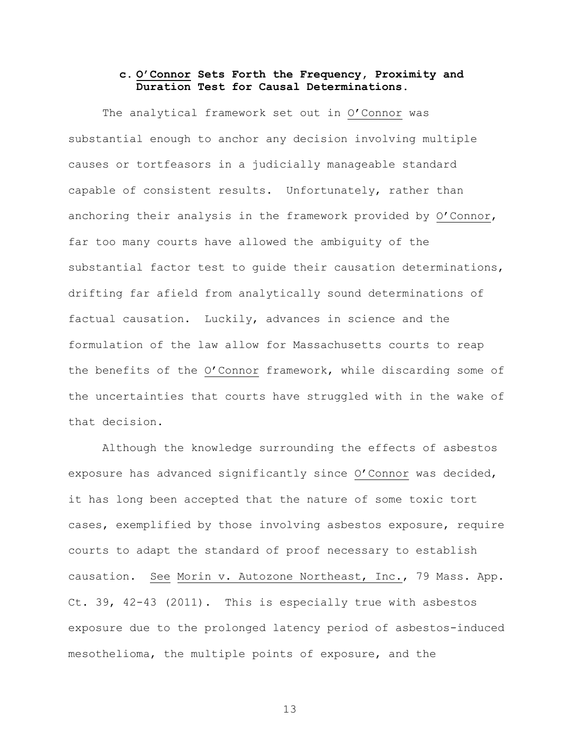### c. O'Connor Sets Forth the Frequency, Proximity and Duration Test for Causal Determinations.

The analytical framework set out in O'Connor was substantial enough to anchor any decision involving multiple causes or tortfeasors in a judicially manageable standard capable of consistent results. Unfortunately, rather than anchoring their analysis in the framework provided by O'Connor, far too many courts have allowed the ambiguity of the substantial factor test to guide their causation determinations, drifting far afield from analytically sound determinations of factual causation. Luckily, advances in science and the formulation of the law allow for Massachusetts courts to reap the benefits of the O'Connor framework, while discarding some of the uncertainties that courts have struggled with in the wake of that decision.

Although the knowledge surrounding the effects of asbestos exposure has advanced significantly since O'Connor was decided, it has long been accepted that the nature of some toxic tort cases, exemplified by those involving asbestos exposure, require courts to adapt the standard of proof necessary to establish causation. See Morin v. Autozone Northeast, Inc., 79 Mass. App. Ct. 39, 42-43 (2011). This is especially true with asbestos exposure due to the prolonged latency period of asbestos-induced mesothelioma, the multiple points of exposure, and the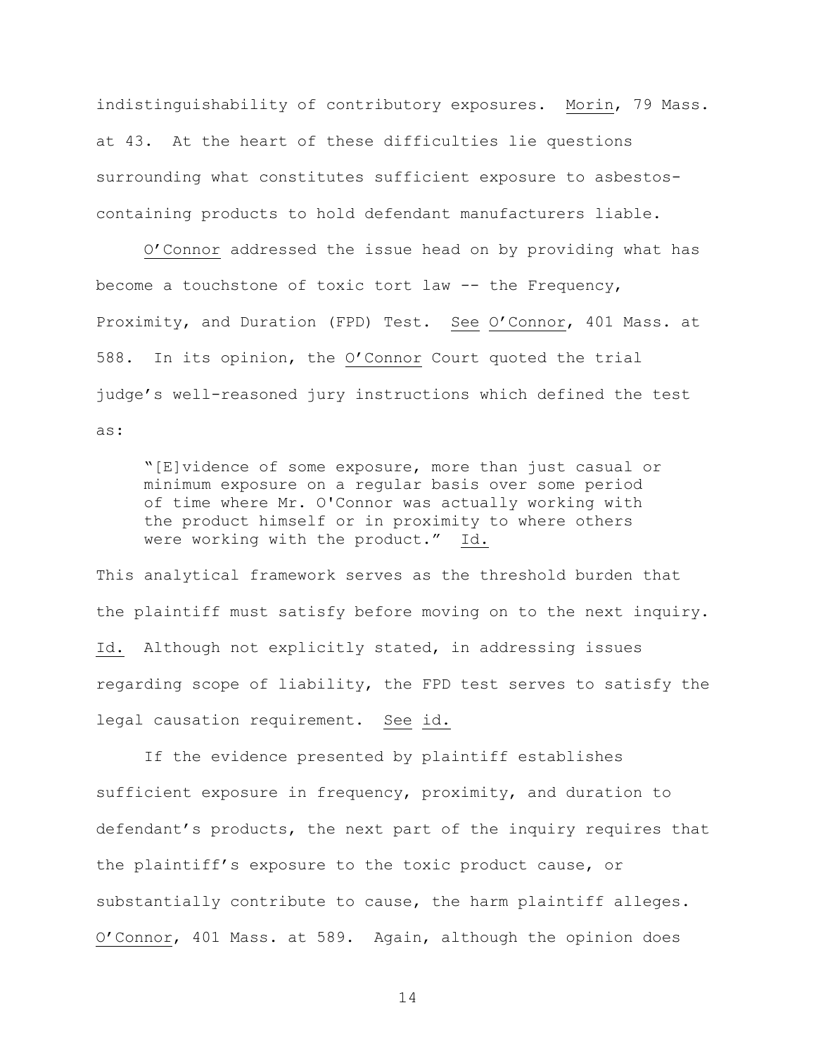indistinguishability of contributory exposures. Morin, 79 Mass. at 43. At the heart of these difficulties lie questions surrounding what constitutes sufficient exposure to asbestos-containing products to hold defendant manufacturers liable.

O'Connor addressed the issue head on by providing what has become a touchstone of toxic tort law -- the Frequency, Proximity, and Duration (FPD) Test. See O'Connor, 401 Mass. at 588. In its opinion, the O'Connor Court quoted the trial judge's well-reasoned jury instructions which defined the test as:

> "[E]vidence of some exposure, more than just casual or minimum exposure on a regular basis over some period of time where Mr. O'Connor was actually working with the product himself or in proximity to where others were working with the product." Id.

This analytical framework serves as the threshold burden that the plaintiff must satisfy before moving on to the next inquiry. Id. Although not explicitly stated, in addressing issues regarding scope of liability, the FPD test serves to satisfy the legal causation requirement. See id.

If the evidence presented by plaintiff establishes sufficient exposure in frequency, proximity, and duration to defendant's products, the next part of the inquiry requires that the plaintiff's exposure to the toxic product cause, or substantially contribute to cause, the harm plaintiff alleges. O'Connor, 401 Mass. at 589. Again, although the opinion does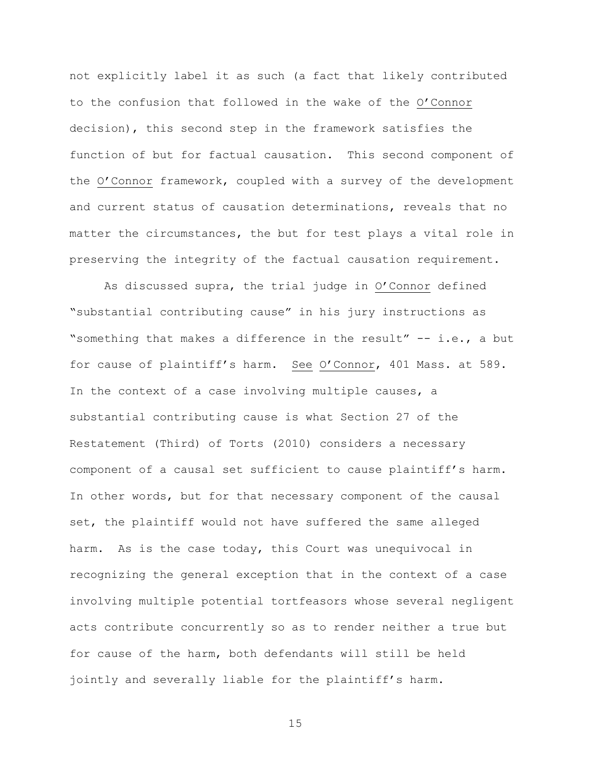not explicitly label it as such (a fact that likely contributed to the confusion that followed in the wake of the O'Connor decision), this second step in the framework satisfies the function of but for factual causation. This second component of the O'Connor framework, coupled with a survey of the development and current status of causation determinations, reveals that no matter the circumstances, the but for test plays a vital role in preserving the integrity of the factual causation requirement.

As discussed supra, the trial judge in O'Connor defined "substantial contributing cause" in his jury instructions as "something that makes a difference in the result" -- i.e., a but for cause of plaintiff's harm. See O'Connor, 401 Mass. at 589. In the context of a case involving multiple causes, a substantial contributing cause is what Section 27 of the Restatement (Third) of Torts (2010) considers a necessary component of a causal set sufficient to cause plaintiff's harm. In other words, but for that necessary component of the causal set, the plaintiff would not have suffered the same alleged harm. As is the case today, this Court was unequivocal in recognizing the general exception that in the context of a case involving multiple potential tortfeasors whose several negligent acts contribute concurrently so as to render neither a true but for cause of the harm, both defendants will still be held jointly and severally liable for the plaintiff's harm.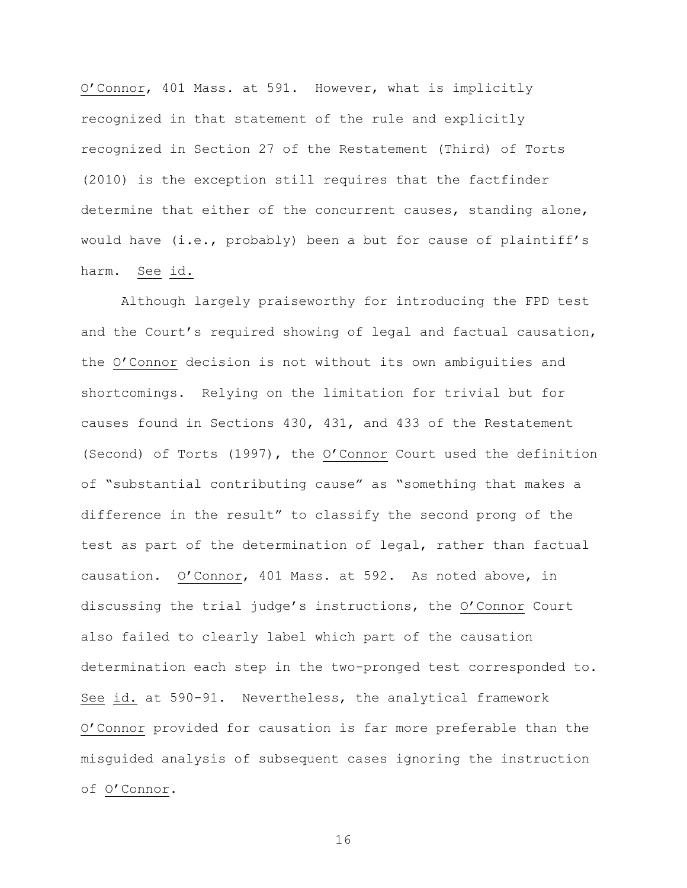O'Connor, 401 Mass. at 591. However, what is implicitly recognized in that statement of the rule and explicitly recognized in Section 27 of the Restatement (Third) of Torts (2010) is the exception still requires that the factfinder determine that either of the concurrent causes, standing alone, would have (i.e., probably) been a but for cause of plaintiff's harm. See id.

Although largely praiseworthy for introducing the FPD test and the Court's required showing of legal and factual causation, the O'Connor decision is not without its own ambiguities and shortcomings. Relying on the limitation for trivial but for causes found in Sections 430, 431, and 433 of the Restatement (Second) of Torts (1997), the O'Connor Court used the definition of "substantial contributing cause" as "something that makes a difference in the result" to classify the second prong of the test as part of the determination of legal, rather than factual causation. O'Connor, 401 Mass. at 592. As noted above, in discussing the trial judge's instructions, the O'Connor Court also failed to clearly label which part of the causation determination each step in the two-pronged test corresponded to. See id. at 590-91. Nevertheless, the analytical framework O'Connor provided for causation is far more preferable than the misguided analysis of subsequent cases ignoring the instruction of O'Connor.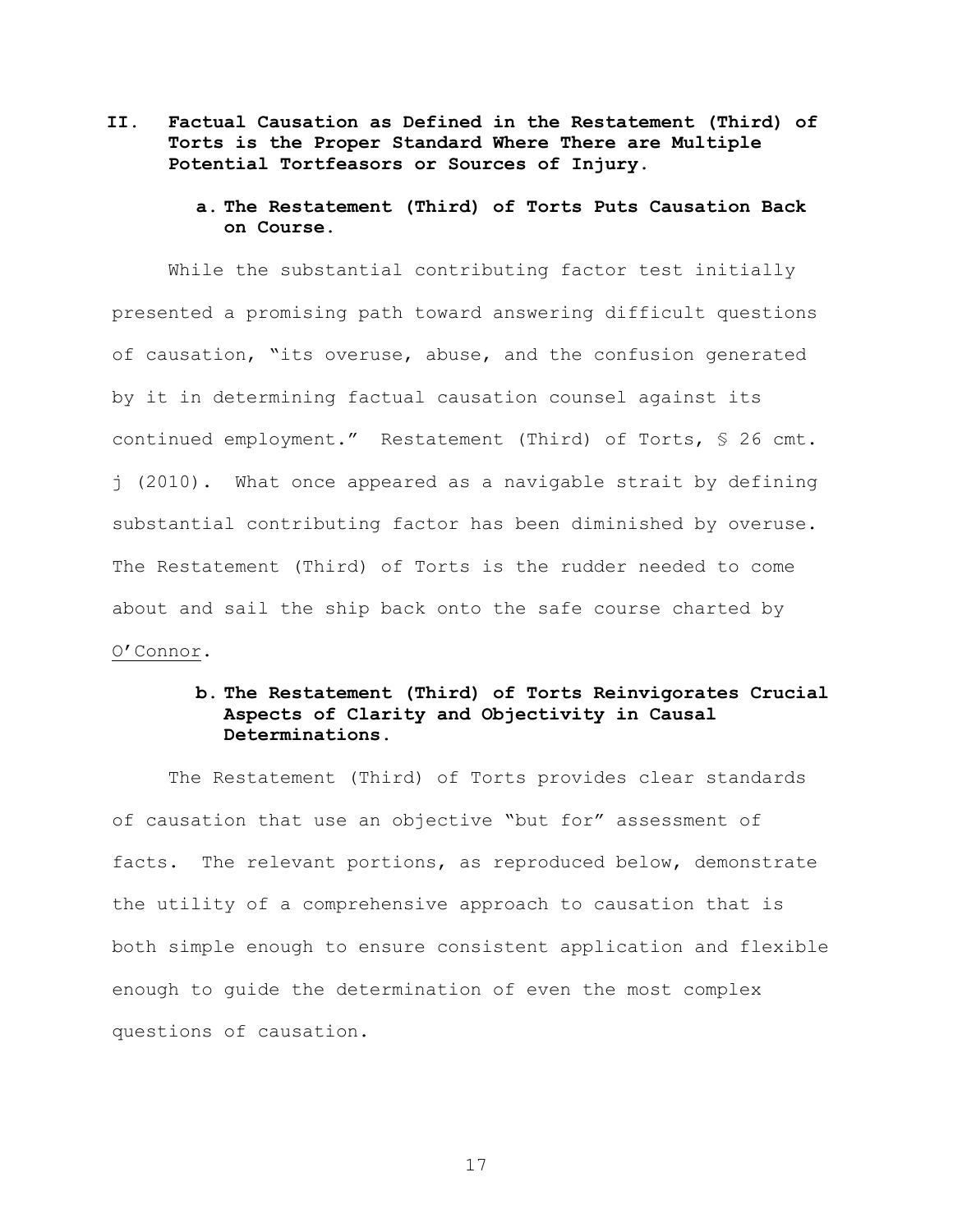## II. Factual Causation as Defined in the Restatement (Third) of Torts is the Proper Standard Where There are Multiple Potential Tortfeasors or Sources of Injury.

### a. The Restatement (Third) of Torts Puts Causation Back on Course.

While the substantial contributing factor test initially presented a promising path toward answering difficult questions of causation, "its overuse, abuse, and the confusion generated by it in determining factual causation counsel against its continued employment." Restatement (Third) of Torts, § 26 cmt. j (2010). What once appeared as a navigable strait by defining substantial contributing factor has been diminished by overuse. The Restatement (Third) of Torts is the rudder needed to come about and sail the ship back onto the safe course charted by O'Connor.

### b. The Restatement (Third) of Torts Reinvigorates Crucial Aspects of Clarity and Objectivity in Causal Determinations.

The Restatement (Third) of Torts provides clear standards of causation that use an objective "but for" assessment of facts. The relevant portions, as reproduced below, demonstrate the utility of a comprehensive approach to causation that is both simple enough to ensure consistent application and flexible enough to guide the determination of even the most complex questions of causation.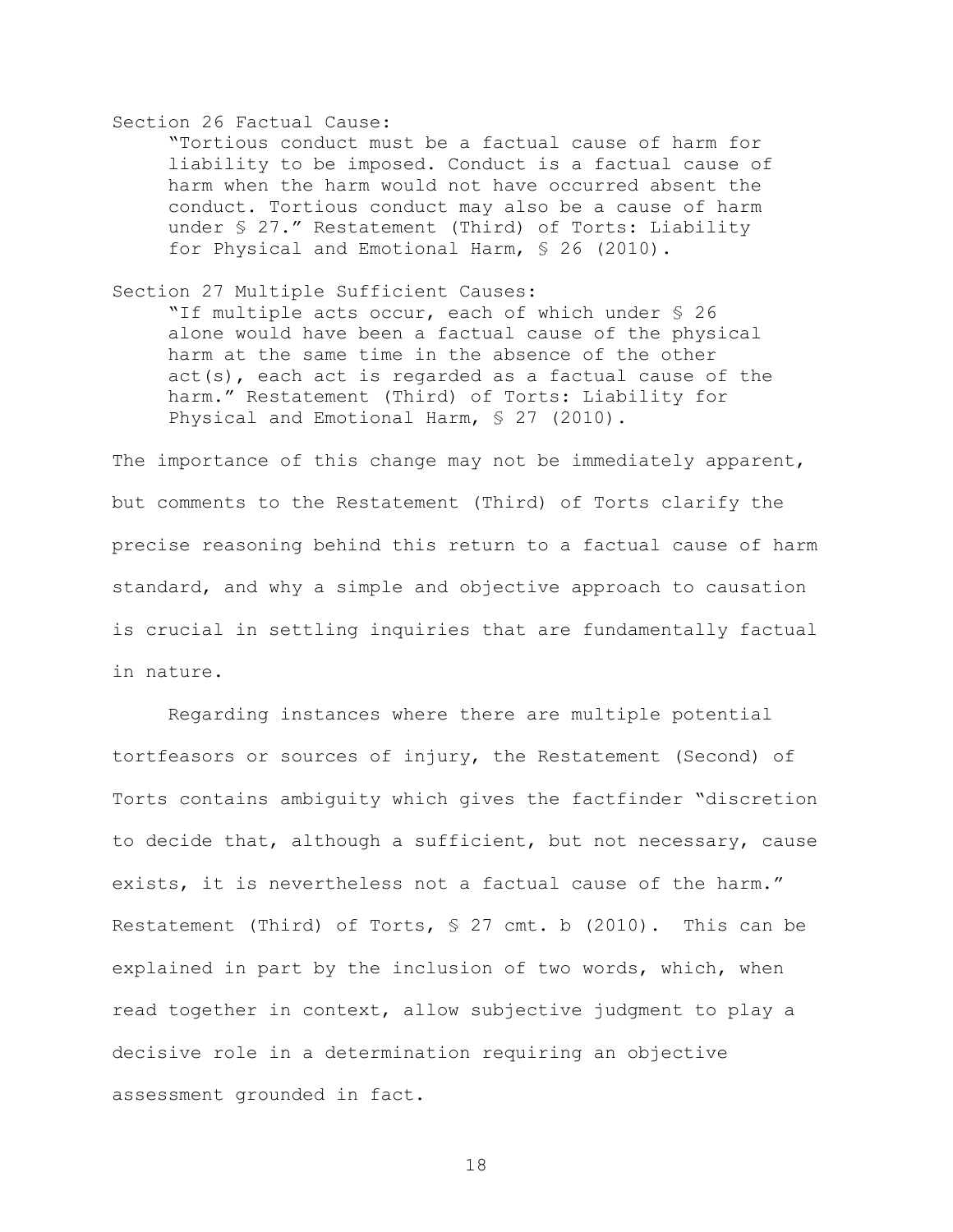Section 26 Factual Cause:

> "Tortious conduct must be a factual cause of harm for liability to be imposed. Conduct is a factual cause of harm when the harm would not have occurred absent the conduct. Tortious conduct may also be a cause of harm under § 27." Restatement (Third) of Torts: Liability for Physical and Emotional Harm, § 26 (2010).

Section 27 Multiple Sufficient Causes:

> "If multiple acts occur, each of which under § 26 alone would have been a factual cause of the physical harm at the same time in the absence of the other act(s), each act is regarded as a factual cause of the harm." Restatement (Third) of Torts: Liability for Physical and Emotional Harm, § 27 (2010).

The importance of this change may not be immediately apparent, but comments to the Restatement (Third) of Torts clarify the precise reasoning behind this return to a factual cause of harm standard, and why a simple and objective approach to causation is crucial in settling inquiries that are fundamentally factual in nature.

Regarding instances where there are multiple potential tortfeasors or sources of injury, the Restatement (Second) of Torts contains ambiguity which gives the factfinder "discretion to decide that, although a sufficient, but not necessary, cause exists, it is nevertheless not a factual cause of the harm." Restatement (Third) of Torts, § 27 cmt. b (2010). This can be explained in part by the inclusion of two words, which, when read together in context, allow subjective judgment to play a decisive role in a determination requiring an objective assessment grounded in fact.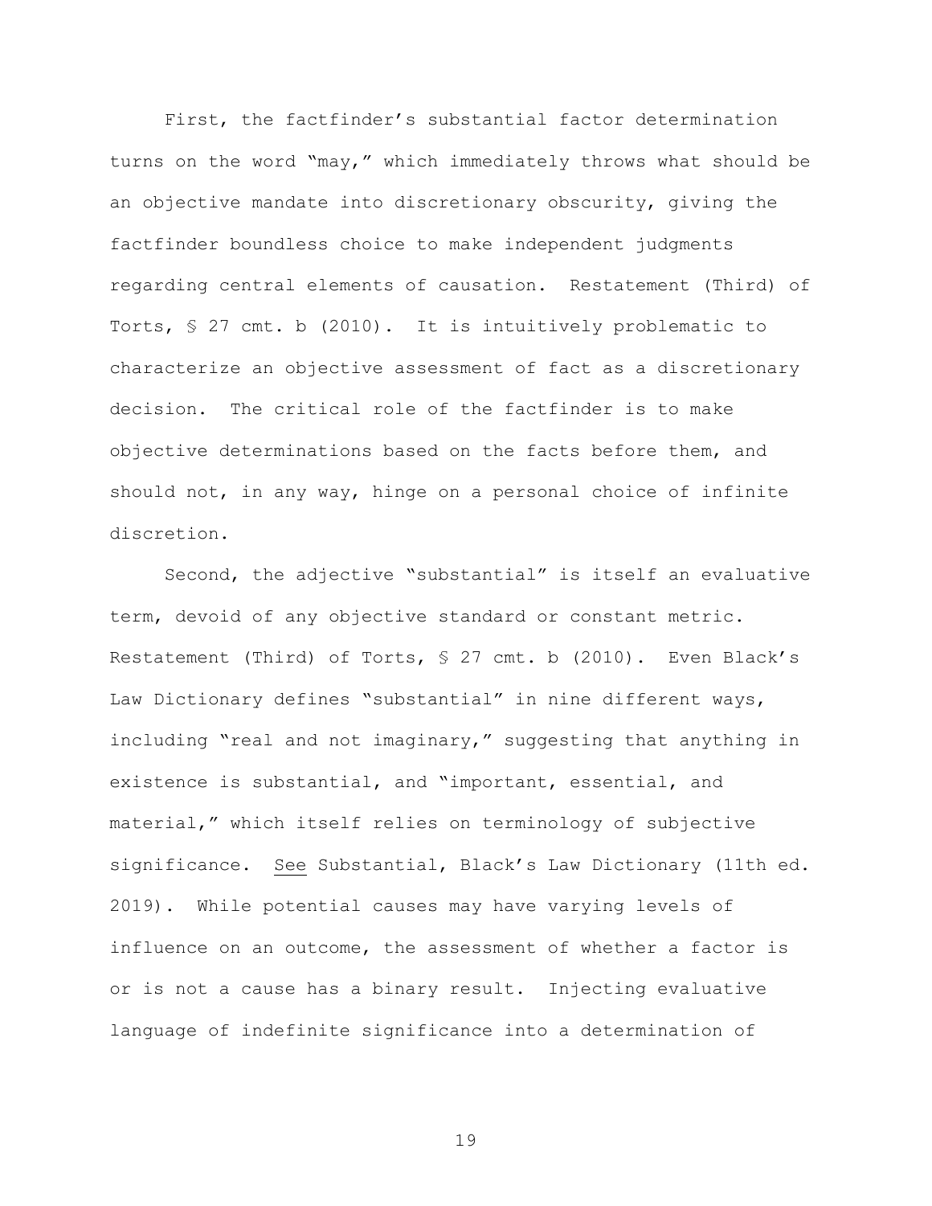First, the factfinder's substantial factor determination turns on the word "may," which immediately throws what should be an objective mandate into discretionary obscurity, giving the factfinder boundless choice to make independent judgments regarding central elements of causation. Restatement (Third) of Torts, § 27 cmt. b (2010). It is intuitively problematic to characterize an objective assessment of fact as a discretionary decision. The critical role of the factfinder is to make objective determinations based on the facts before them, and should not, in any way, hinge on a personal choice of infinite discretion.

Second, the adjective "substantial" is itself an evaluative term, devoid of any objective standard or constant metric. Restatement (Third) of Torts, § 27 cmt. b (2010). Even Black's Law Dictionary defines "substantial" in nine different ways, including "real and not imaginary," suggesting that anything in existence is substantial, and "important, essential, and material," which itself relies on terminology of subjective significance. See Substantial, Black's Law Dictionary (11th ed. 2019). While potential causes may have varying levels of influence on an outcome, the assessment of whether a factor is or is not a cause has a binary result. Injecting evaluative language of indefinite significance into a determination of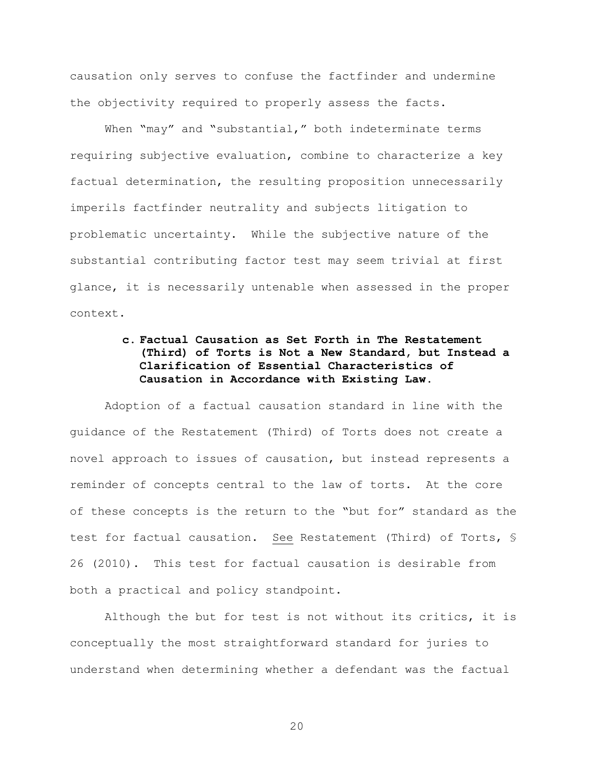causation only serves to confuse the factfinder and undermine the objectivity required to properly assess the facts.

When "may" and "substantial," both indeterminate terms requiring subjective evaluation, combine to characterize a key factual determination, the resulting proposition unnecessarily imperils factfinder neutrality and subjects litigation to problematic uncertainty. While the subjective nature of the substantial contributing factor test may seem trivial at first glance, it is necessarily untenable when assessed in the proper context.

**c. Factual Causation as Set Forth in The Restatement (Third) of Torts is Not a New Standard, but Instead a Clarification of Essential Characteristics of Causation in Accordance with Existing Law.**

Adoption of a factual causation standard in line with the guidance of the Restatement (Third) of Torts does not create a novel approach to issues of causation, but instead represents a reminder of concepts central to the law of torts. At the core of these concepts is the return to the "but for" standard as the test for factual causation. See Restatement (Third) of Torts, § 26 (2010). This test for factual causation is desirable from both a practical and policy standpoint.

Although the but for test is not without its critics, it is conceptually the most straightforward standard for juries to understand when determining whether a defendant was the factual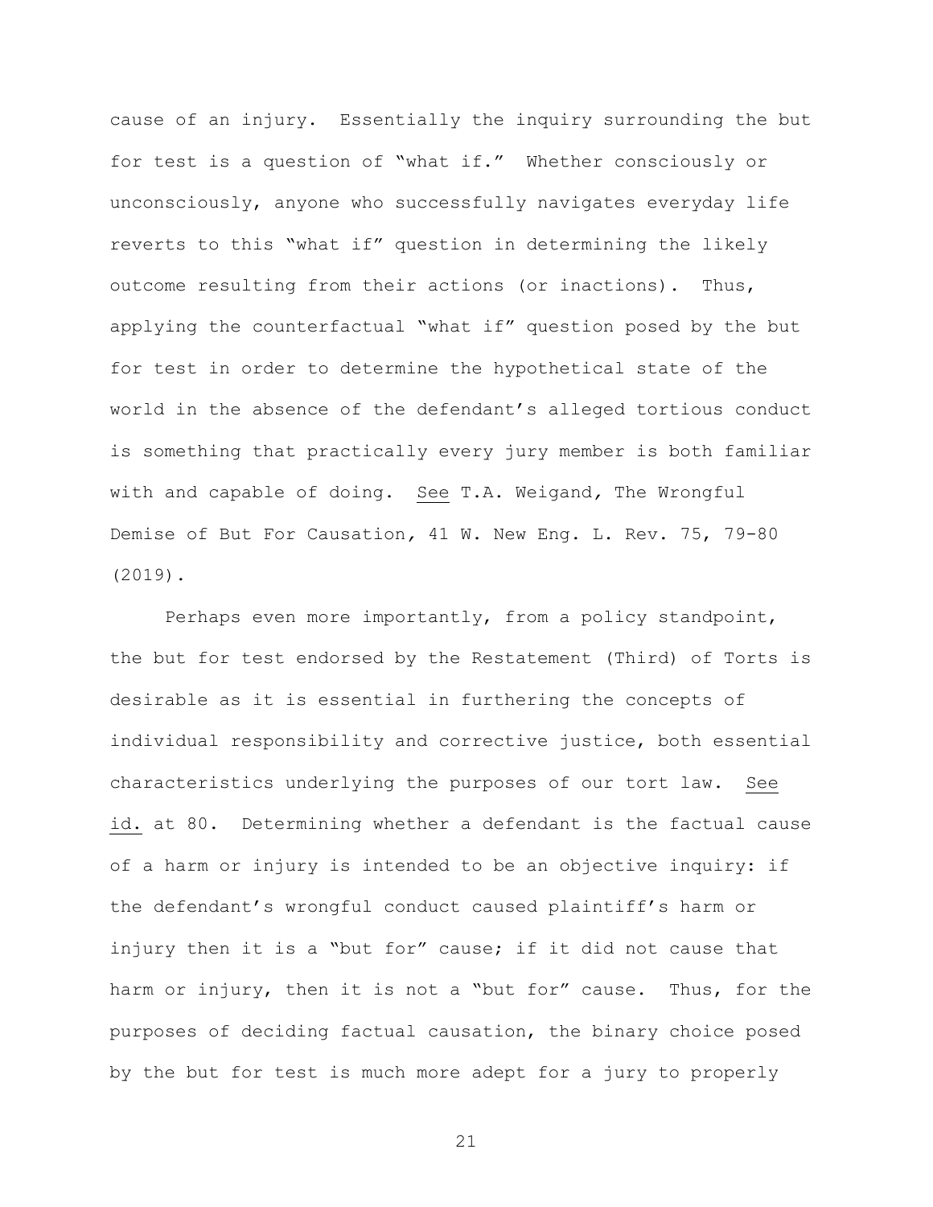cause of an injury. Essentially the inquiry surrounding the but for test is a question of "what if." Whether consciously or unconsciously, anyone who successfully navigates everyday life reverts to this "what if" question in determining the likely outcome resulting from their actions (or inactions). Thus, applying the counterfactual "what if" question posed by the but for test in order to determine the hypothetical state of the world in the absence of the defendant's alleged tortious conduct is something that practically every jury member is both familiar with and capable of doing. See T.A. Weigand, *The Wrongful Demise of But For Causation*, 41 W. New Eng. L. Rev. 75, 79-80 (2019).

Perhaps even more importantly, from a policy standpoint, the but for test endorsed by the Restatement (Third) of Torts is desirable as it is essential in furthering the concepts of individual responsibility and corrective justice, both essential characteristics underlying the purposes of our tort law. See id. at 80. Determining whether a defendant is the factual cause of a harm or injury is intended to be an objective inquiry: if the defendant's wrongful conduct caused plaintiff's harm or injury then it is a "but for" cause; if it did not cause that harm or injury, then it is not a "but for" cause. Thus, for the purposes of deciding factual causation, the binary choice posed by the but for test is much more adept for a jury to properly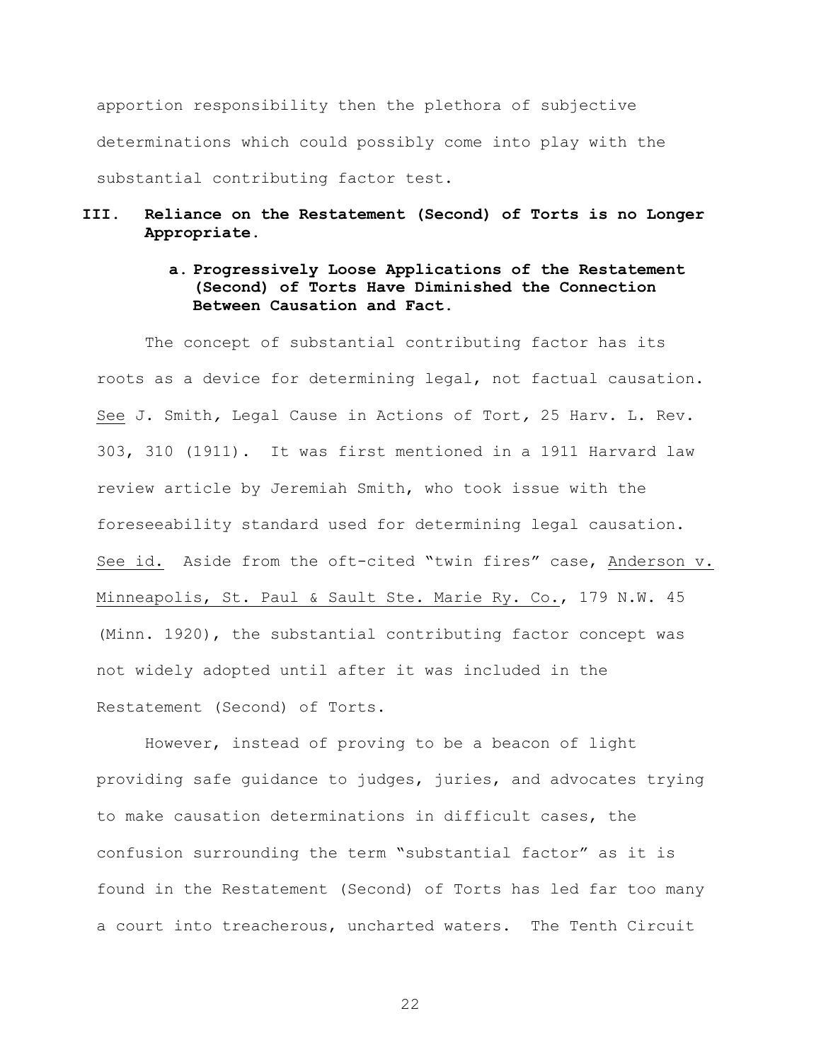apportion responsibility then the plethora of subjective determinations which could possibly come into play with the substantial contributing factor test.

## III. Reliance on the Restatement (Second) of Torts is no Longer Appropriate.

### a. Progressively Loose Applications of the Restatement (Second) of Torts Have Diminished the Connection Between Causation and Fact.

The concept of substantial contributing factor has its roots as a device for determining legal, not factual causation. See J. Smith, *Legal Cause in Actions of Tort*, 25 Harv. L. Rev. 303, 310 (1911). It was first mentioned in a 1911 Harvard law review article by Jeremiah Smith, who took issue with the foreseeability standard used for determining legal causation. See id. Aside from the oft-cited "twin fires" case, Anderson v. Minneapolis, St. Paul & Sault Ste. Marie Ry. Co., 179 N.W. 45 (Minn. 1920), the substantial contributing factor concept was not widely adopted until after it was included in the Restatement (Second) of Torts.

However, instead of proving to be a beacon of light providing safe guidance to judges, juries, and advocates trying to make causation determinations in difficult cases, the confusion surrounding the term "substantial factor" as it is found in the Restatement (Second) of Torts has led far too many a court into treacherous, uncharted waters. The Tenth Circuit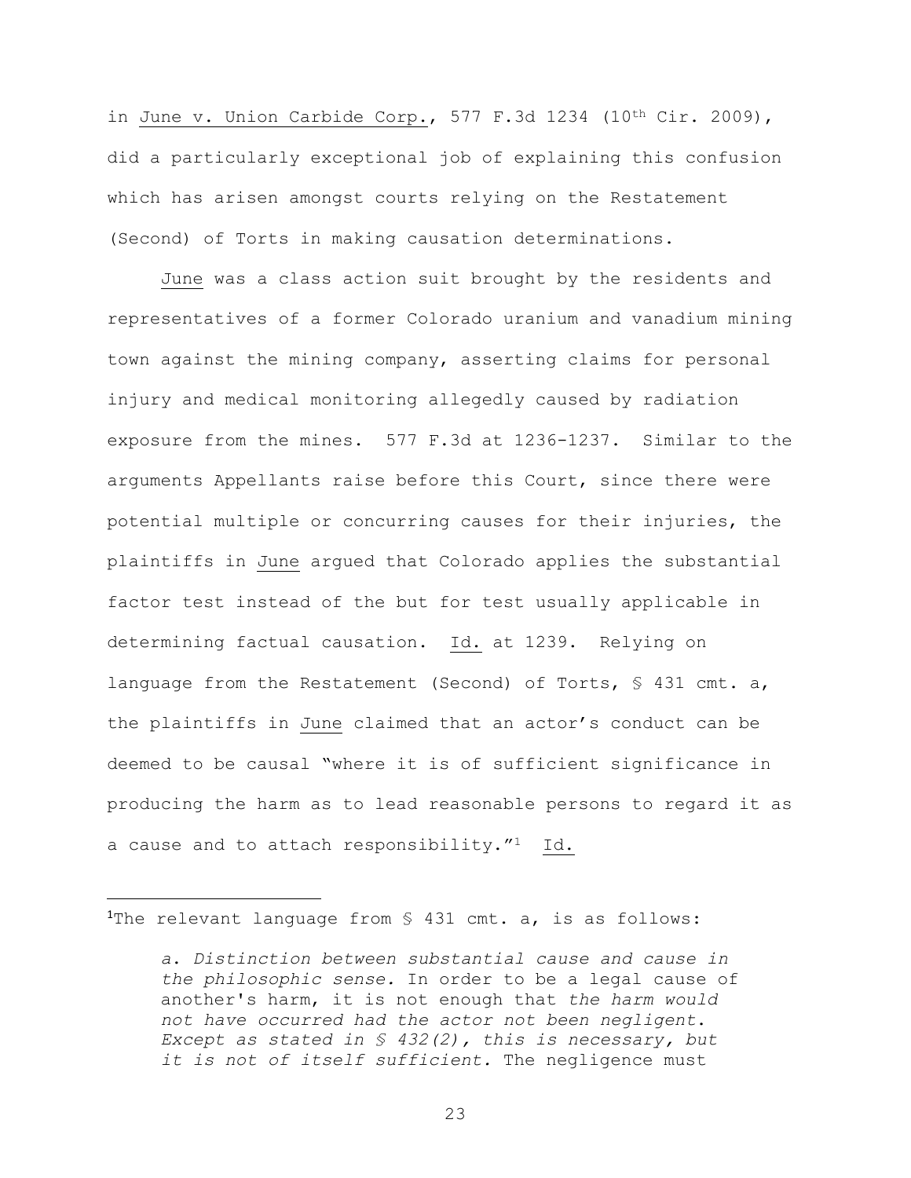in June v. Union Carbide Corp., 577 F.3d 1234 (10th Cir. 2009), did a particularly exceptional job of explaining this confusion which has arisen amongst courts relying on the Restatement (Second) of Torts in making causation determinations.

June was a class action suit brought by the residents and representatives of a former Colorado uranium and vanadium mining town against the mining company, asserting claims for personal injury and medical monitoring allegedly caused by radiation exposure from the mines. 577 F.3d at 1236-1237. Similar to the arguments Appellants raise before this Court, since there were potential multiple or concurring causes for their injuries, the plaintiffs in June argued that Colorado applies the substantial factor test instead of the but for test usually applicable in determining factual causation. Id. at 1239. Relying on language from the Restatement (Second) of Torts, § 431 cmt. a, the plaintiffs in June claimed that an actor's conduct can be deemed to be causal "where it is of sufficient significance in producing the harm as to lead reasonable persons to regard it as a cause and to attach responsibility."[1] Id.

---

[1]The relevant language from § 431 cmt. a, is as follows:

> *a. Distinction between substantial cause and cause in the philosophic sense.* In order to be a legal cause of another's harm, it is not enough that *the harm would not have occurred had the actor not been negligent. Except as stated in § 432(2), this is necessary, but it is not of itself sufficient.* The negligence must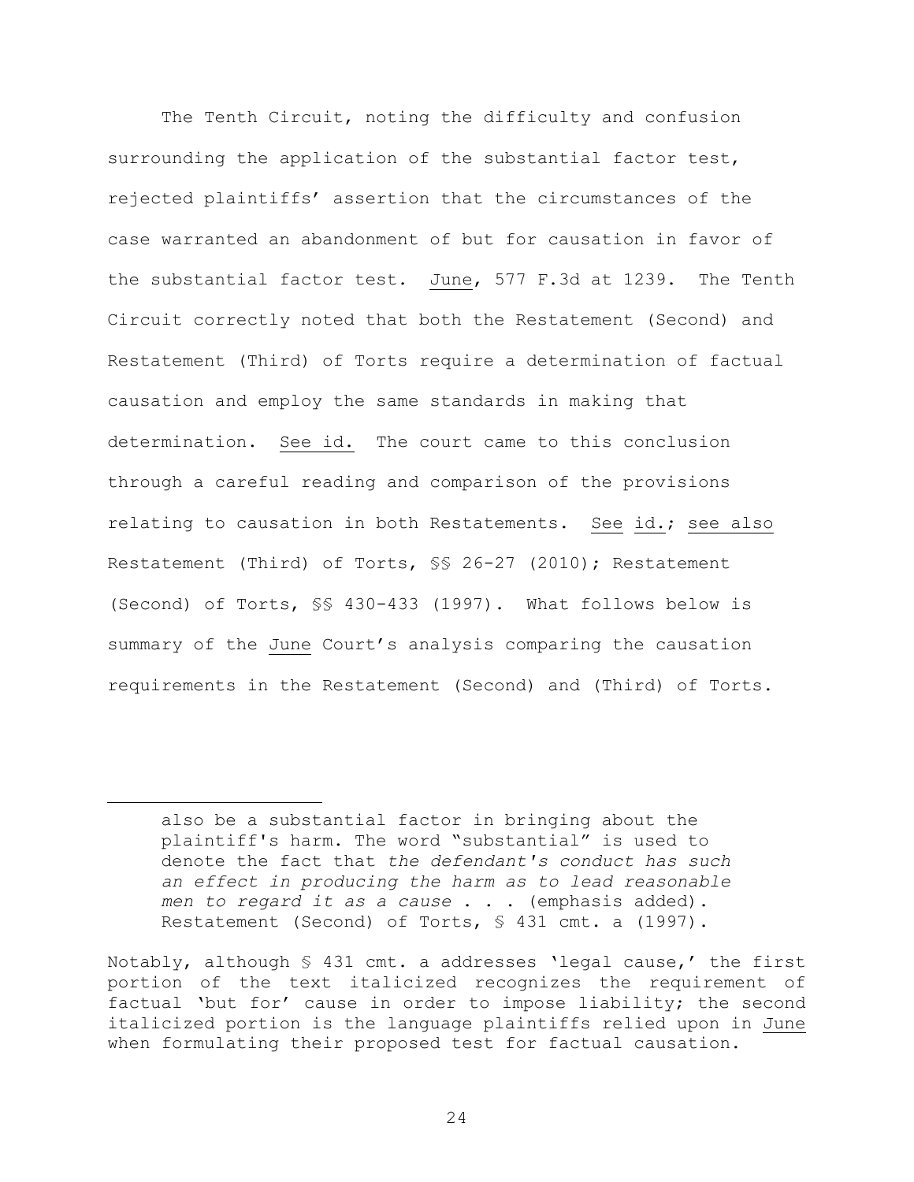The Tenth Circuit, noting the difficulty and confusion surrounding the application of the substantial factor test, rejected plaintiffs' assertion that the circumstances of the case warranted an abandonment of but for causation in favor of the substantial factor test. June, 577 F.3d at 1239. The Tenth Circuit correctly noted that both the Restatement (Second) and Restatement (Third) of Torts require a determination of factual causation and employ the same standards in making that determination. See id. The court came to this conclusion through a careful reading and comparison of the provisions relating to causation in both Restatements. See id.; see also Restatement (Third) of Torts, §§ 26-27 (2010); Restatement (Second) of Torts, §§ 430-433 (1997). What follows below is summary of the June Court's analysis comparing the causation requirements in the Restatement (Second) and (Third) of Torts.

---

> also be a substantial factor in bringing about the plaintiff's harm. The word "substantial" is used to denote the fact that *the defendant's conduct has such an effect in producing the harm as to lead reasonable men to regard it as a cause* . . . (emphasis added). Restatement (Second) of Torts, § 431 cmt. a (1997).

Notably, although § 431 cmt. a addresses 'legal cause,' the first portion of the text italicized recognizes the requirement of factual 'but for' cause in order to impose liability; the second italicized portion is the language plaintiffs relied upon in June when formulating their proposed test for factual causation.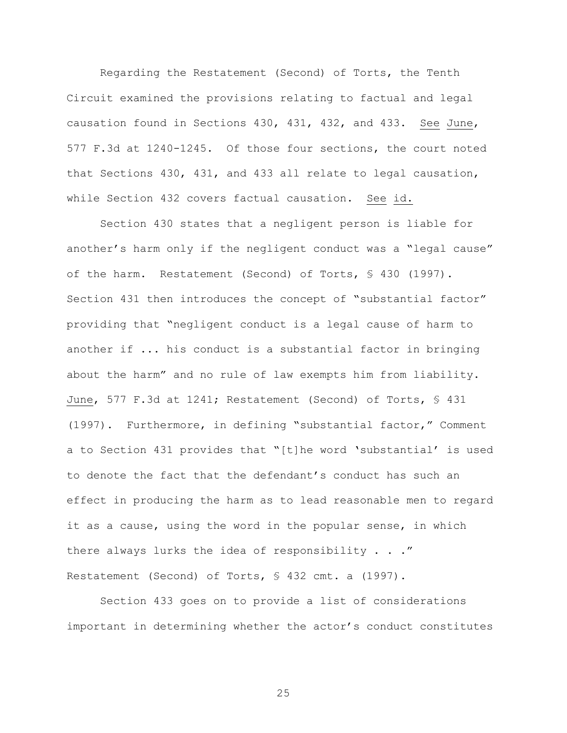Regarding the Restatement (Second) of Torts, the Tenth Circuit examined the provisions relating to factual and legal causation found in Sections 430, 431, 432, and 433. See June, 577 F.3d at 1240-1245. Of those four sections, the court noted that Sections 430, 431, and 433 all relate to legal causation, while Section 432 covers factual causation. See id.

Section 430 states that a negligent person is liable for another's harm only if the negligent conduct was a "legal cause" of the harm. Restatement (Second) of Torts, § 430 (1997). Section 431 then introduces the concept of "substantial factor" providing that "negligent conduct is a legal cause of harm to another if ... his conduct is a substantial factor in bringing about the harm" and no rule of law exempts him from liability. June, 577 F.3d at 1241; Restatement (Second) of Torts, § 431 (1997). Furthermore, in defining "substantial factor," Comment a to Section 431 provides that "[t]he word 'substantial' is used to denote the fact that the defendant's conduct has such an effect in producing the harm as to lead reasonable men to regard it as a cause, using the word in the popular sense, in which there always lurks the idea of responsibility . . ." Restatement (Second) of Torts, § 432 cmt. a (1997).

Section 433 goes on to provide a list of considerations important in determining whether the actor's conduct constitutes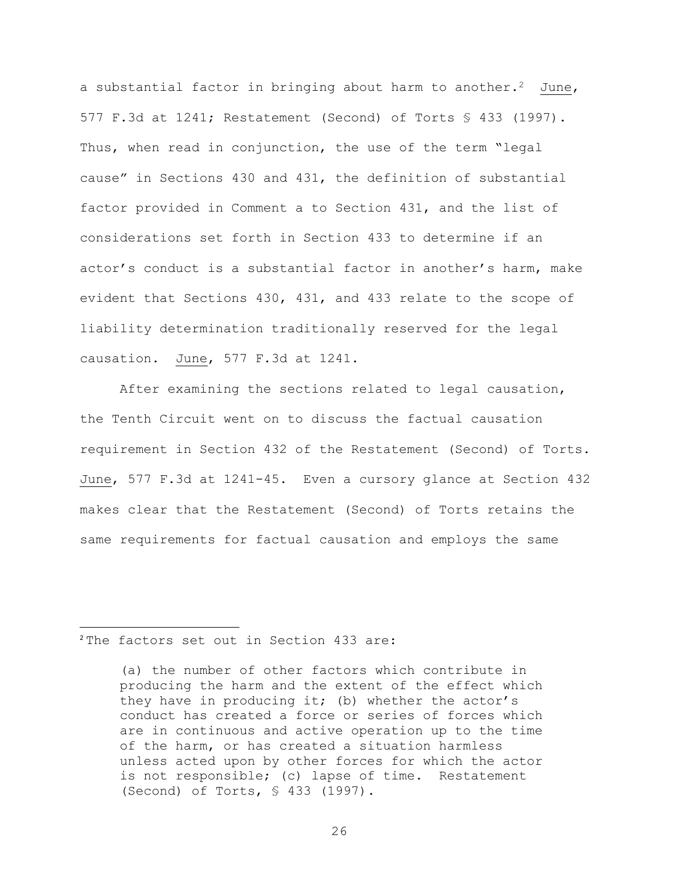a substantial factor in bringing about harm to another.[2] June, 577 F.3d at 1241; Restatement (Second) of Torts § 433 (1997). Thus, when read in conjunction, the use of the term "legal cause" in Sections 430 and 431, the definition of substantial factor provided in Comment a to Section 431, and the list of considerations set forth in Section 433 to determine if an actor's conduct is a substantial factor in another's harm, make evident that Sections 430, 431, and 433 relate to the scope of liability determination traditionally reserved for the legal causation. June, 577 F.3d at 1241.

After examining the sections related to legal causation, the Tenth Circuit went on to discuss the factual causation requirement in Section 432 of the Restatement (Second) of Torts. June, 577 F.3d at 1241-45. Even a cursory glance at Section 432 makes clear that the Restatement (Second) of Torts retains the same requirements for factual causation and employs the same

---

[2] The factors set out in Section 433 are:

> (a) the number of other factors which contribute in producing the harm and the extent of the effect which they have in producing it; (b) whether the actor's conduct has created a force or series of forces which are in continuous and active operation up to the time of the harm, or has created a situation harmless unless acted upon by other forces for which the actor is not responsible; (c) lapse of time. Restatement (Second) of Torts, § 433 (1997).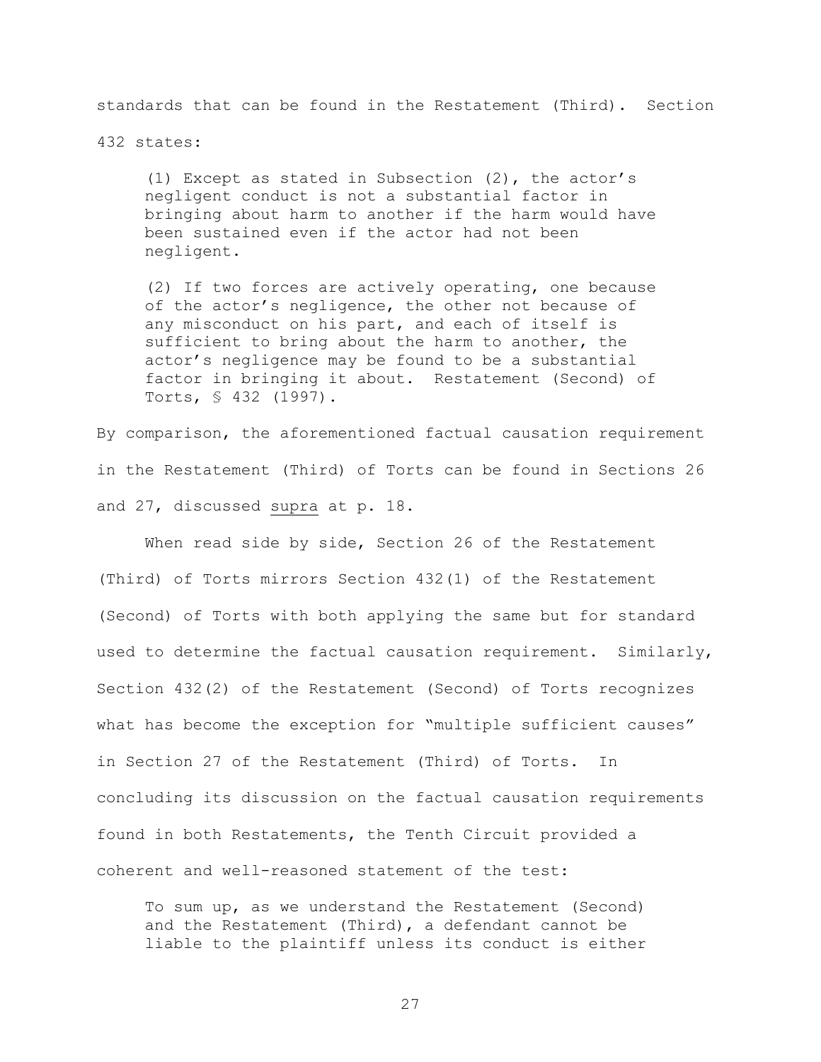standards that can be found in the Restatement (Third). Section 432 states:

> (1) Except as stated in Subsection (2), the actor's negligent conduct is not a substantial factor in bringing about harm to another if the harm would have been sustained even if the actor had not been negligent.
>
> (2) If two forces are actively operating, one because of the actor's negligence, the other not because of any misconduct on his part, and each of itself is sufficient to bring about the harm to another, the actor's negligence may be found to be a substantial factor in bringing it about. Restatement (Second) of Torts, § 432 (1997).

By comparison, the aforementioned factual causation requirement in the Restatement (Third) of Torts can be found in Sections 26 and 27, discussed supra at p. 18.

When read side by side, Section 26 of the Restatement (Third) of Torts mirrors Section 432(1) of the Restatement (Second) of Torts with both applying the same but for standard used to determine the factual causation requirement. Similarly, Section 432(2) of the Restatement (Second) of Torts recognizes what has become the exception for "multiple sufficient causes" in Section 27 of the Restatement (Third) of Torts. In concluding its discussion on the factual causation requirements found in both Restatements, the Tenth Circuit provided a coherent and well-reasoned statement of the test:

> To sum up, as we understand the Restatement (Second) and the Restatement (Third), a defendant cannot be liable to the plaintiff unless its conduct is either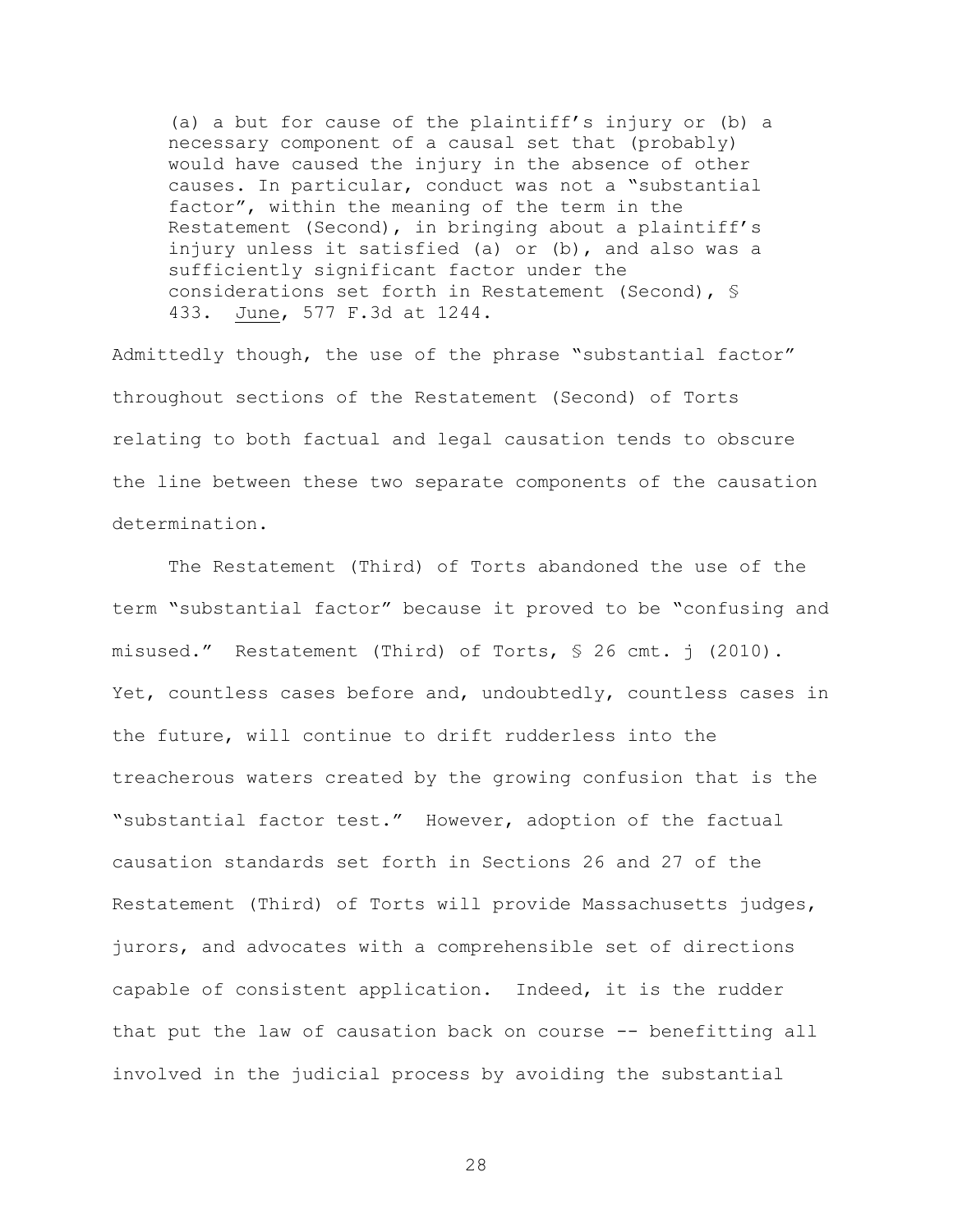> (a) a but for cause of the plaintiff's injury or (b) a necessary component of a causal set that (probably) would have caused the injury in the absence of other causes. In particular, conduct was not a "substantial factor", within the meaning of the term in the Restatement (Second), in bringing about a plaintiff's injury unless it satisfied (a) or (b), and also was a sufficiently significant factor under the considerations set forth in Restatement (Second), § 433. June, 577 F.3d at 1244.

Admittedly though, the use of the phrase "substantial factor" throughout sections of the Restatement (Second) of Torts relating to both factual and legal causation tends to obscure the line between these two separate components of the causation determination.

The Restatement (Third) of Torts abandoned the use of the term "substantial factor" because it proved to be "confusing and misused." Restatement (Third) of Torts, § 26 cmt. j (2010). Yet, countless cases before and, undoubtedly, countless cases in the future, will continue to drift rudderless into the treacherous waters created by the growing confusion that is the "substantial factor test." However, adoption of the factual causation standards set forth in Sections 26 and 27 of the Restatement (Third) of Torts will provide Massachusetts judges, jurors, and advocates with a comprehensible set of directions capable of consistent application. Indeed, it is the rudder that put the law of causation back on course -- benefitting all involved in the judicial process by avoiding the substantial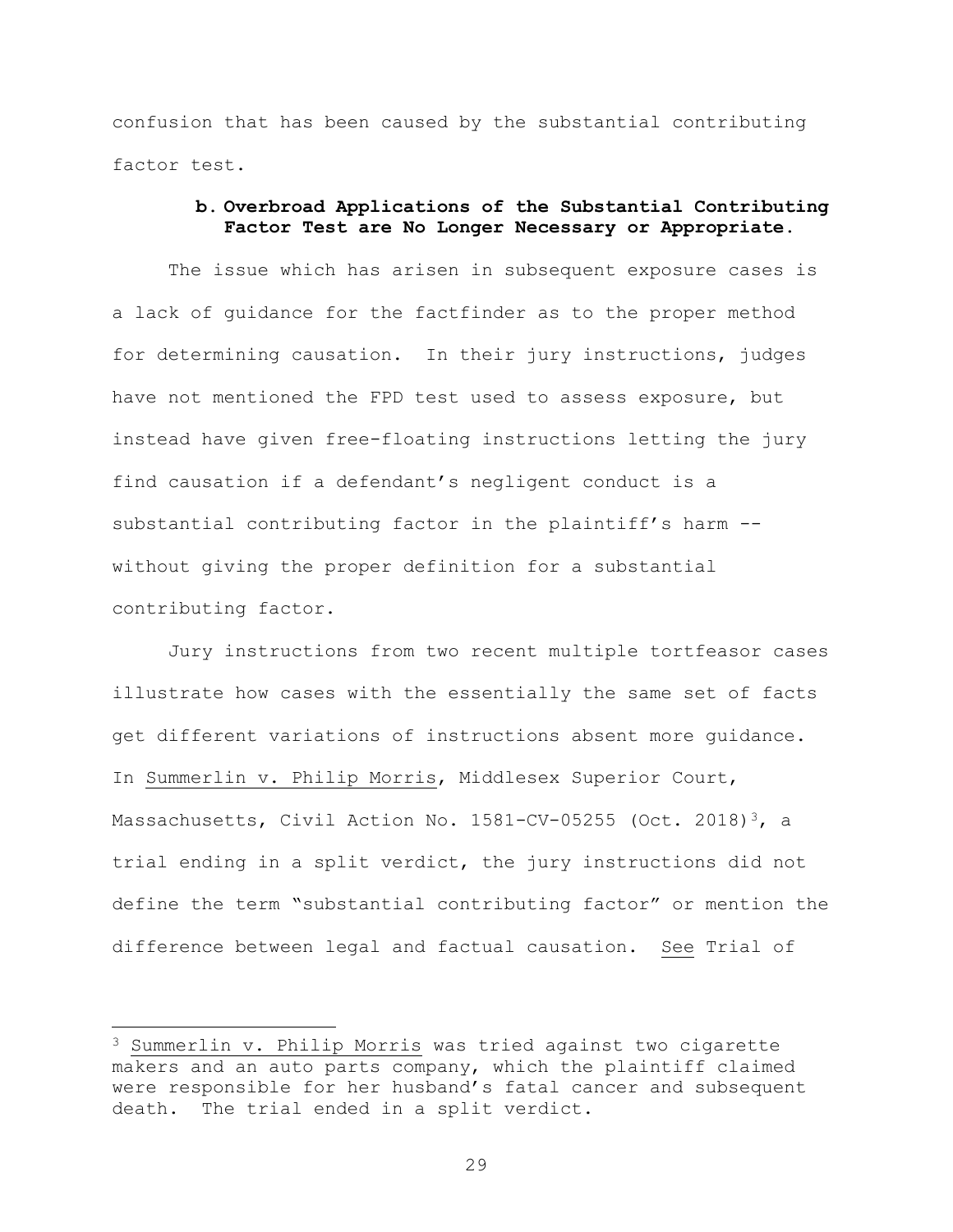confusion that has been caused by the substantial contributing factor test.

### b. Overbroad Applications of the Substantial Contributing Factor Test are No Longer Necessary or Appropriate.

The issue which has arisen in subsequent exposure cases is a lack of guidance for the factfinder as to the proper method for determining causation. In their jury instructions, judges have not mentioned the FPD test used to assess exposure, but instead have given free-floating instructions letting the jury find causation if a defendant's negligent conduct is a substantial contributing factor in the plaintiff's harm -- without giving the proper definition for a substantial contributing factor.

Jury instructions from two recent multiple tortfeasor cases illustrate how cases with the essentially the same set of facts get different variations of instructions absent more guidance. In Summerlin v. Philip Morris, Middlesex Superior Court, Massachusetts, Civil Action No. 1581-CV-05255 (Oct. 2018)[3], a trial ending in a split verdict, the jury instructions did not define the term "substantial contributing factor" or mention the difference between legal and factual causation. See Trial of

---

[3] Summerlin v. Philip Morris was tried against two cigarette makers and an auto parts company, which the plaintiff claimed were responsible for her husband's fatal cancer and subsequent death. The trial ended in a split verdict.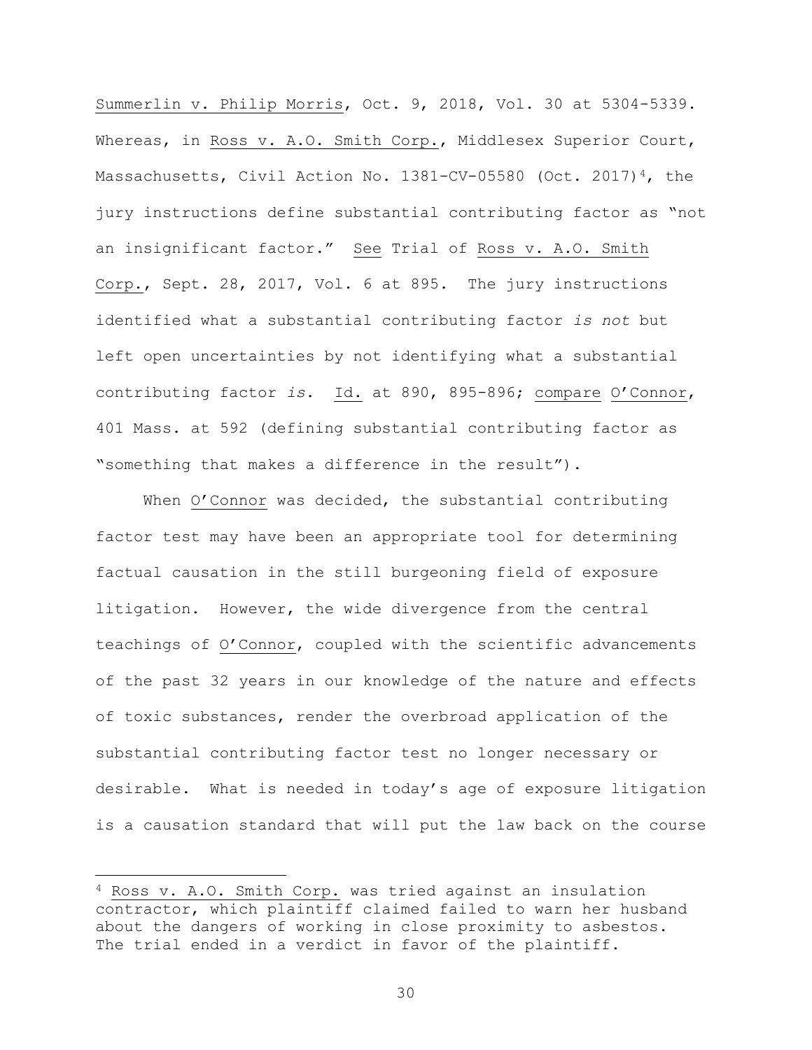Summerlin v. Philip Morris, Oct. 9, 2018, Vol. 30 at 5304-5339. Whereas, in Ross v. A.O. Smith Corp., Middlesex Superior Court, Massachusetts, Civil Action No. 1381-CV-05580 (Oct. 2017)[4], the jury instructions define substantial contributing factor as "not an insignificant factor." See Trial of Ross v. A.O. Smith Corp., Sept. 28, 2017, Vol. 6 at 895. The jury instructions identified what a substantial contributing factor *is not* but left open uncertainties by not identifying what a substantial contributing factor *is*. Id. at 890, 895-896; compare O'Connor, 401 Mass. at 592 (defining substantial contributing factor as "something that makes a difference in the result").

When O'Connor was decided, the substantial contributing factor test may have been an appropriate tool for determining factual causation in the still burgeoning field of exposure litigation. However, the wide divergence from the central teachings of O'Connor, coupled with the scientific advancements of the past 32 years in our knowledge of the nature and effects of toxic substances, render the overbroad application of the substantial contributing factor test no longer necessary or desirable. What is needed in today's age of exposure litigation is a causation standard that will put the law back on the course

[4] Ross v. A.O. Smith Corp. was tried against an insulation contractor, which plaintiff claimed failed to warn her husband about the dangers of working in close proximity to asbestos. The trial ended in a verdict in favor of the plaintiff.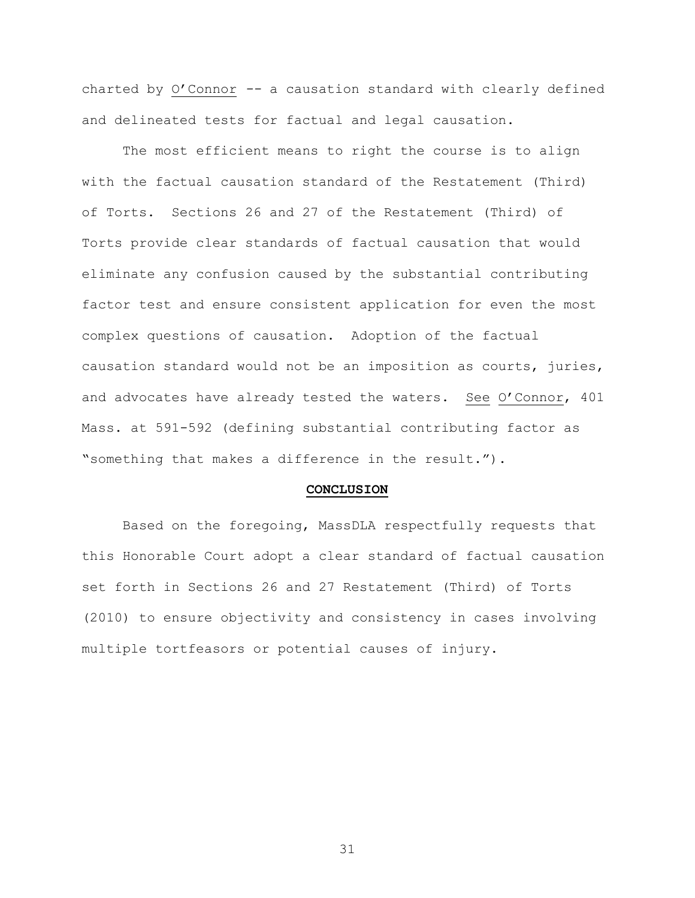charted by O'Connor -- a causation standard with clearly defined and delineated tests for factual and legal causation.

The most efficient means to right the course is to align with the factual causation standard of the Restatement (Third) of Torts. Sections 26 and 27 of the Restatement (Third) of Torts provide clear standards of factual causation that would eliminate any confusion caused by the substantial contributing factor test and ensure consistent application for even the most complex questions of causation. Adoption of the factual causation standard would not be an imposition as courts, juries, and advocates have already tested the waters. See O'Connor, 401 Mass. at 591-592 (defining substantial contributing factor as "something that makes a difference in the result.").

## CONCLUSION

Based on the foregoing, MassDLA respectfully requests that this Honorable Court adopt a clear standard of factual causation set forth in Sections 26 and 27 Restatement (Third) of Torts (2010) to ensure objectivity and consistency in cases involving multiple tortfeasors or potential causes of injury.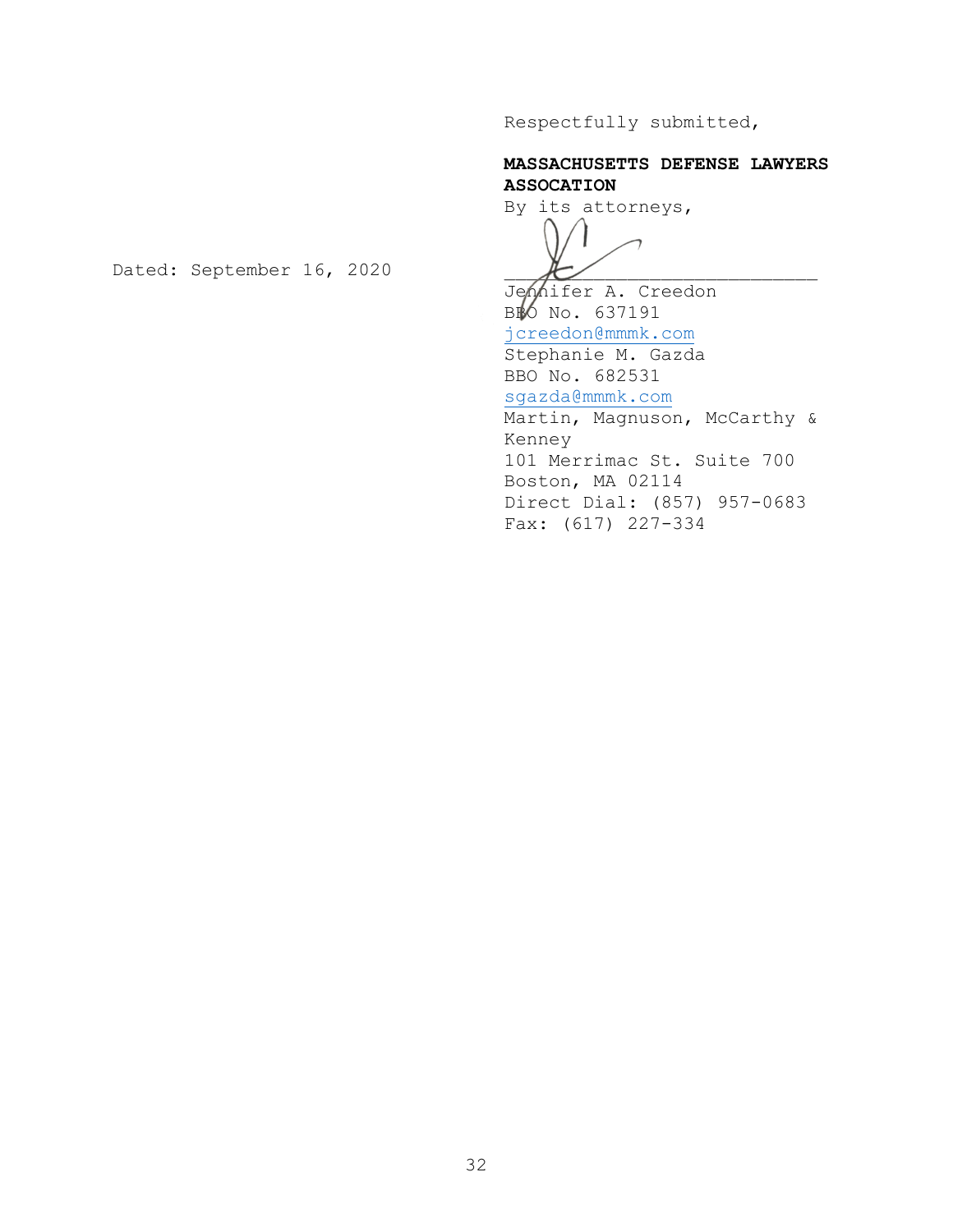Respectfully submitted,

**MASSACHUSETTS DEFENSE LAWYERS ASSOCATION**
By its attorneys,

Dated: September 16, 2020

\_\_\_\_\_\_\_\_\_\_\_\_\_\_\_\_\_\_\_\_\_\_\_\_\_\_\_\_
Jennifer A. Creedon
BBO No. 637191
jcreedon@mmmk.com
Stephanie M. Gazda
BBO No. 682531
sgazda@mmmk.com
Martin, Magnuson, McCarthy & Kenney
101 Merrimac St. Suite 700
Boston, MA 02114
Direct Dial: (857) 957-0683
Fax: (617) 227-334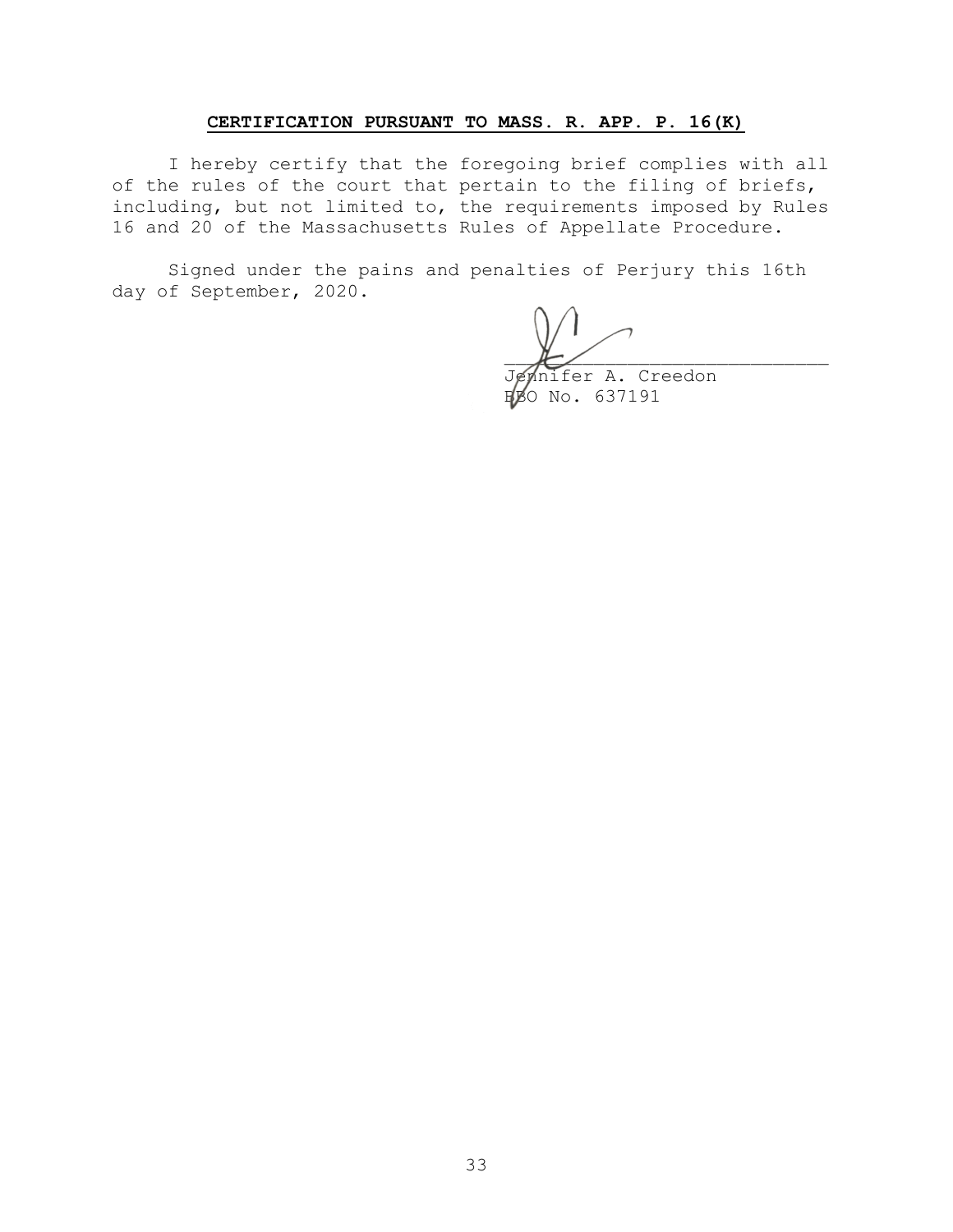**CERTIFICATION PURSUANT TO MASS. R. APP. P. 16(K)**

I hereby certify that the foregoing brief complies with all of the rules of the court that pertain to the filing of briefs, including, but not limited to, the requirements imposed by Rules 16 and 20 of the Massachusetts Rules of Appellate Procedure.

Signed under the pains and penalties of Perjury this 16th day of September, 2020.

_______________________________
Jennifer A. Creedon
BBO No. 637191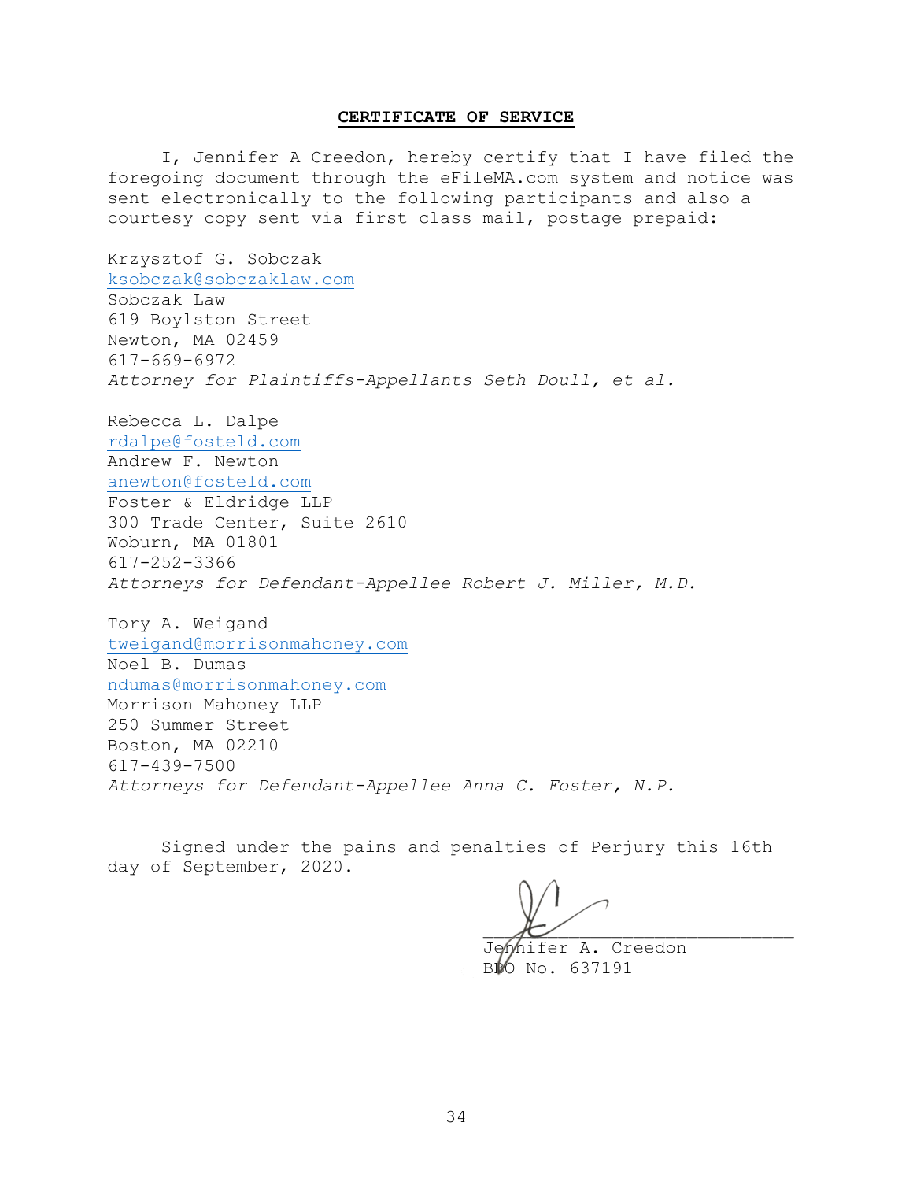**CERTIFICATE OF SERVICE**

I, Jennifer A Creedon, hereby certify that I have filed the foregoing document through the eFileMA.com system and notice was sent electronically to the following participants and also a courtesy copy sent via first class mail, postage prepaid:

Krzysztof G. Sobczak
ksobczak@sobczaklaw.com
Sobczak Law
619 Boylston Street
Newton, MA 02459
617-669-6972
*Attorney for Plaintiffs-Appellants Seth Doull, et al.*

Rebecca L. Dalpe
rdalpe@fosteld.com
Andrew F. Newton
anewton@fosteld.com
Foster & Eldridge LLP
300 Trade Center, Suite 2610
Woburn, MA 01801
617-252-3366
*Attorneys for Defendant-Appellee Robert J. Miller, M.D.*

Tory A. Weigand
tweigand@morrisonmahoney.com
Noel B. Dumas
ndumas@morrisonmahoney.com
Morrison Mahoney LLP
250 Summer Street
Boston, MA 02210
617-439-7500
*Attorneys for Defendant-Appellee Anna C. Foster, N.P.*

Signed under the pains and penalties of Perjury this 16th day of September, 2020.

\_\_\_\_\_\_\_\_\_\_\_\_\_\_\_\_\_\_\_\_\_\_\_\_\_\_\_\_\_\_
Jennifer A. Creedon
BBO No. 637191